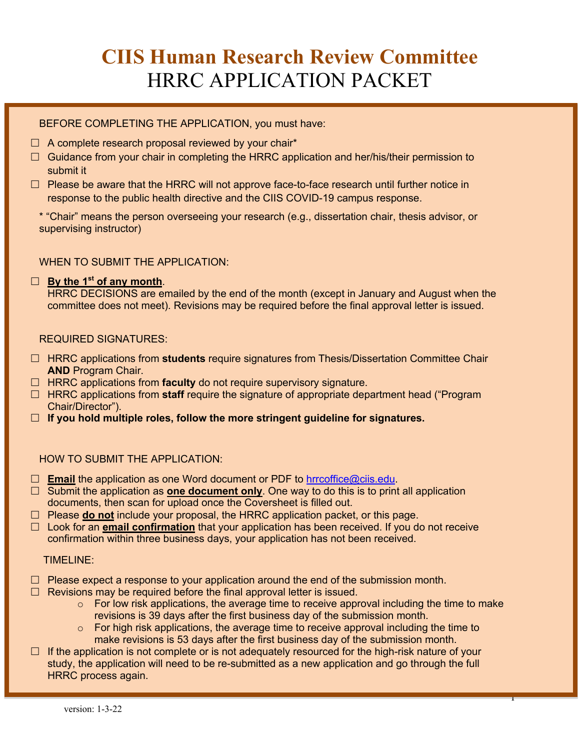# CIIS Human Research Review Committee
# HRRC APPLICATION PACKET

BEFORE COMPLETING THE APPLICATION, you must have:

- ☐ A complete research proposal reviewed by your chair*
- ☐ Guidance from your chair in completing the HRRC application and her/his/their permission to submit it
- ☐ Please be aware that the HRRC will not approve face-to-face research until further notice in response to the public health directive and the CIIS COVID-19 campus response.

\* "Chair" means the person overseeing your research (e.g., dissertation chair, thesis advisor, or supervising instructor)

WHEN TO SUBMIT THE APPLICATION:

- ☐ **By the 1st of any month**.
  HRRC DECISIONS are emailed by the end of the month (except in January and August when the committee does not meet). Revisions may be required before the final approval letter is issued.

REQUIRED SIGNATURES:

- ☐ HRRC applications from **students** require signatures from Thesis/Dissertation Committee Chair **AND** Program Chair.
- ☐ HRRC applications from **faculty** do not require supervisory signature.
- ☐ HRRC applications from **staff** require the signature of appropriate department head ("Program Chair/Director").
- ☐ **If you hold multiple roles, follow the more stringent guideline for signatures.**

HOW TO SUBMIT THE APPLICATION:

- ☐ **Email** the application as one Word document or PDF to hrrcoffice@ciis.edu.
- ☐ Submit the application as **one document only**. One way to do this is to print all application documents, then scan for upload once the Coversheet is filled out.
- ☐ Please **do not** include your proposal, the HRRC application packet, or this page.
- ☐ Look for an **email confirmation** that your application has been received. If you do not receive confirmation within three business days, your application has not been received.

TIMELINE:

- ☐ Please expect a response to your application around the end of the submission month.
- ☐ Revisions may be required before the final approval letter is issued.
  - For low risk applications, the average time to receive approval including the time to make revisions is 39 days after the first business day of the submission month.
  - For high risk applications, the average time to receive approval including the time to make revisions is 53 days after the first business day of the submission month.
- ☐ If the application is not complete or is not adequately resourced for the high-risk nature of your study, the application will need to be re-submitted as a new application and go through the full HRRC process again.

version: 1-3-22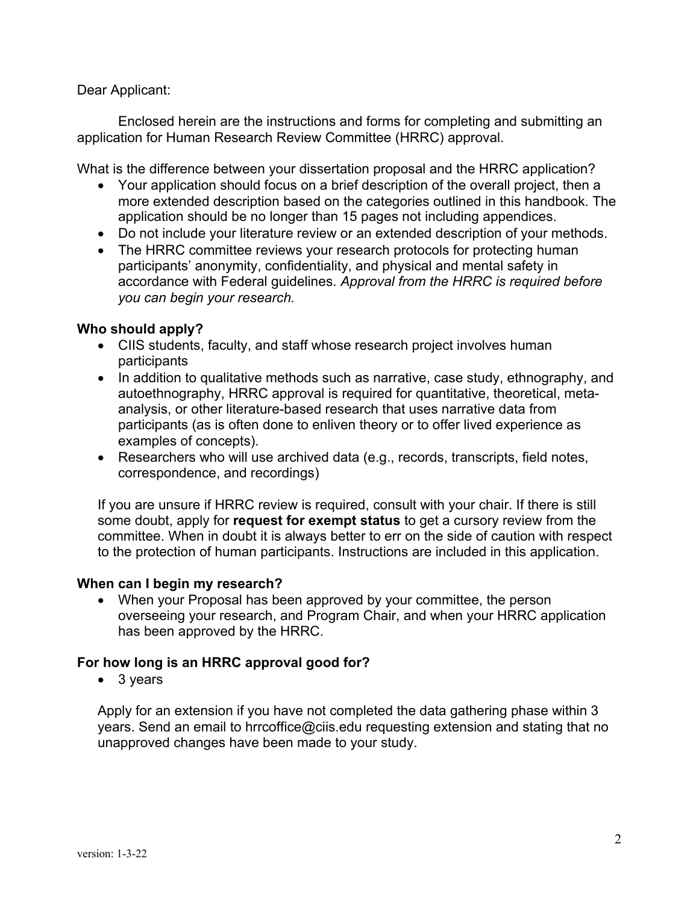Dear Applicant:

Enclosed herein are the instructions and forms for completing and submitting an application for Human Research Review Committee (HRRC) approval.

What is the difference between your dissertation proposal and the HRRC application?

- Your application should focus on a brief description of the overall project, then a more extended description based on the categories outlined in this handbook. The application should be no longer than 15 pages not including appendices.
- Do not include your literature review or an extended description of your methods.
- The HRRC committee reviews your research protocols for protecting human participants' anonymity, confidentiality, and physical and mental safety in accordance with Federal guidelines. *Approval from the HRRC is required before you can begin your research.*

**Who should apply?**

- CIIS students, faculty, and staff whose research project involves human participants
- In addition to qualitative methods such as narrative, case study, ethnography, and autoethnography, HRRC approval is required for quantitative, theoretical, meta-analysis, or other literature-based research that uses narrative data from participants (as is often done to enliven theory or to offer lived experience as examples of concepts).
- Researchers who will use archived data (e.g., records, transcripts, field notes, correspondence, and recordings)

If you are unsure if HRRC review is required, consult with your chair. If there is still some doubt, apply for **request for exempt status** to get a cursory review from the committee. When in doubt it is always better to err on the side of caution with respect to the protection of human participants. Instructions are included in this application.

**When can I begin my research?**

- When your Proposal has been approved by your committee, the person overseeing your research, and Program Chair, and when your HRRC application has been approved by the HRRC.

**For how long is an HRRC approval good for?**

- 3 years

Apply for an extension if you have not completed the data gathering phase within 3 years. Send an email to hrrcoffice@ciis.edu requesting extension and stating that no unapproved changes have been made to your study.

version: 1-3-22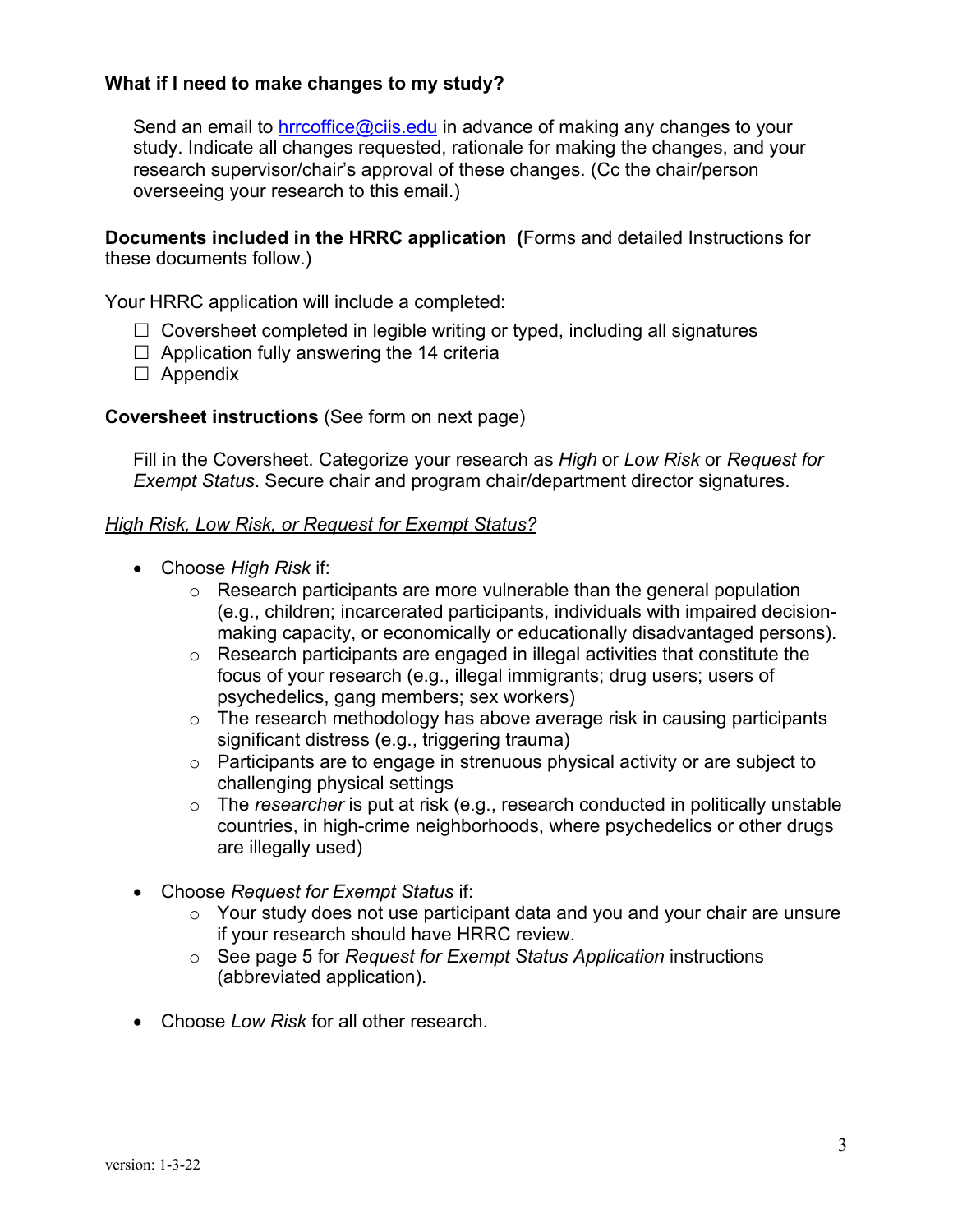**What if I need to make changes to my study?**

Send an email to hrrcoffice@ciis.edu in advance of making any changes to your study. Indicate all changes requested, rationale for making the changes, and your research supervisor/chair's approval of these changes. (Cc the chair/person overseeing your research to this email.)

**Documents included in the HRRC application (**Forms and detailed Instructions for these documents follow.)

Your HRRC application will include a completed:

- ☐ Coversheet completed in legible writing or typed, including all signatures
- ☐ Application fully answering the 14 criteria
- ☐ Appendix

**Coversheet instructions** (See form on next page)

Fill in the Coversheet. Categorize your research as *High* or *Low Risk* or *Request for Exempt Status*. Secure chair and program chair/department director signatures.

*High Risk, Low Risk, or Request for Exempt Status?*

- Choose *High Risk* if:
  - Research participants are more vulnerable than the general population (e.g., children; incarcerated participants, individuals with impaired decision-making capacity, or economically or educationally disadvantaged persons).
  - Research participants are engaged in illegal activities that constitute the focus of your research (e.g., illegal immigrants; drug users; users of psychedelics, gang members; sex workers)
  - The research methodology has above average risk in causing participants significant distress (e.g., triggering trauma)
  - Participants are to engage in strenuous physical activity or are subject to challenging physical settings
  - The *researcher* is put at risk (e.g., research conducted in politically unstable countries, in high-crime neighborhoods, where psychedelics or other drugs are illegally used)

- Choose *Request for Exempt Status* if:
  - Your study does not use participant data and you and your chair are unsure if your research should have HRRC review.
  - See page 5 for *Request for Exempt Status Application* instructions (abbreviated application).

- Choose *Low Risk* for all other research.

version: 1-3-22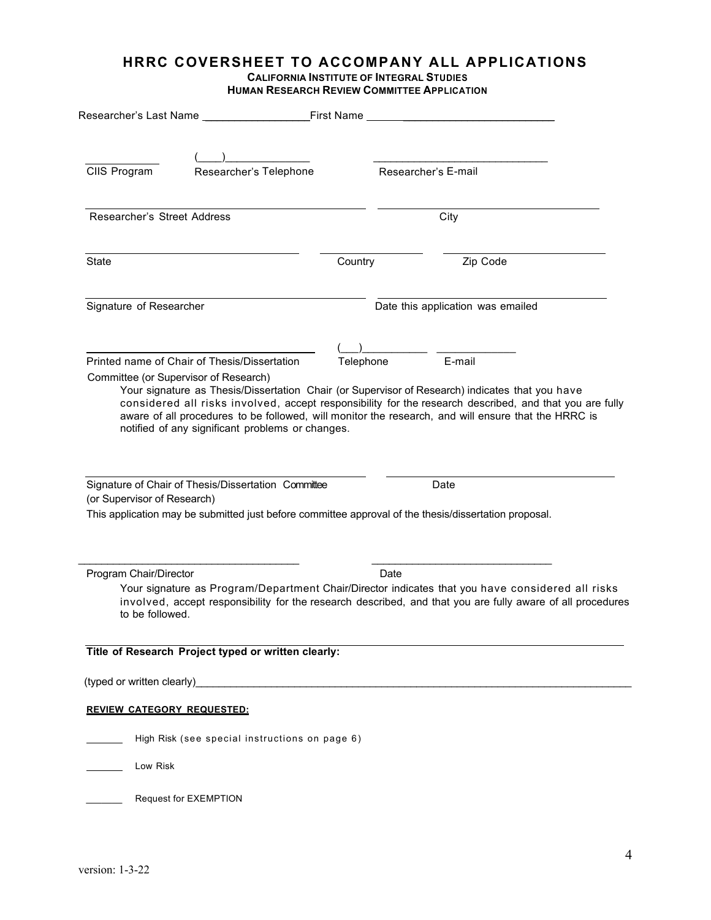# HRRC COVERSHEET TO ACCOMPANY ALL APPLICATIONS

**CALIFORNIA INSTITUTE OF INTEGRAL STUDIES**
**HUMAN RESEARCH REVIEW COMMITTEE APPLICATION**

Researcher's Last Name ________________ First Name ________________________

____________ (____)______________ ____________________________
CIIS Program Researcher's Telephone Researcher's E-mail

____________________________________ ____________________________________
Researcher's Street Address City

____________________________ ______________ ______________________
State Country Zip Code

____________________________________ ____________________________________
Signature of Researcher Date this application was emailed

____________________________________ (___)__________ ____________
Printed name of Chair of Thesis/Dissertation Committee (or Supervisor of Research) Telephone E-mail

Your signature as Thesis/Dissertation Chair (or Supervisor of Research) indicates that you have considered all risks involved, accept responsibility for the research described, and that you are fully aware of all procedures to be followed, will monitor the research, and will ensure that the HRRC is notified of any significant problems or changes.

____________________________________ ____________________________________
Signature of Chair of Thesis/Dissertation Committee (or Supervisor of Research) Date

This application may be submitted just before committee approval of the thesis/dissertation proposal.

____________________________________ ____________________________
Program Chair/Director Date

Your signature as Program/Department Chair/Director indicates that you have considered all risks involved, accept responsibility for the research described, and that you are fully aware of all procedures to be followed.

**Title of Research Project typed or written clearly:**

(typed or written clearly)______________________________________________________________

**REVIEW CATEGORY REQUESTED:**

_______ High Risk (see special instructions on page 6)

_______ Low Risk

_______ Request for EXEMPTION

version: 1-3-22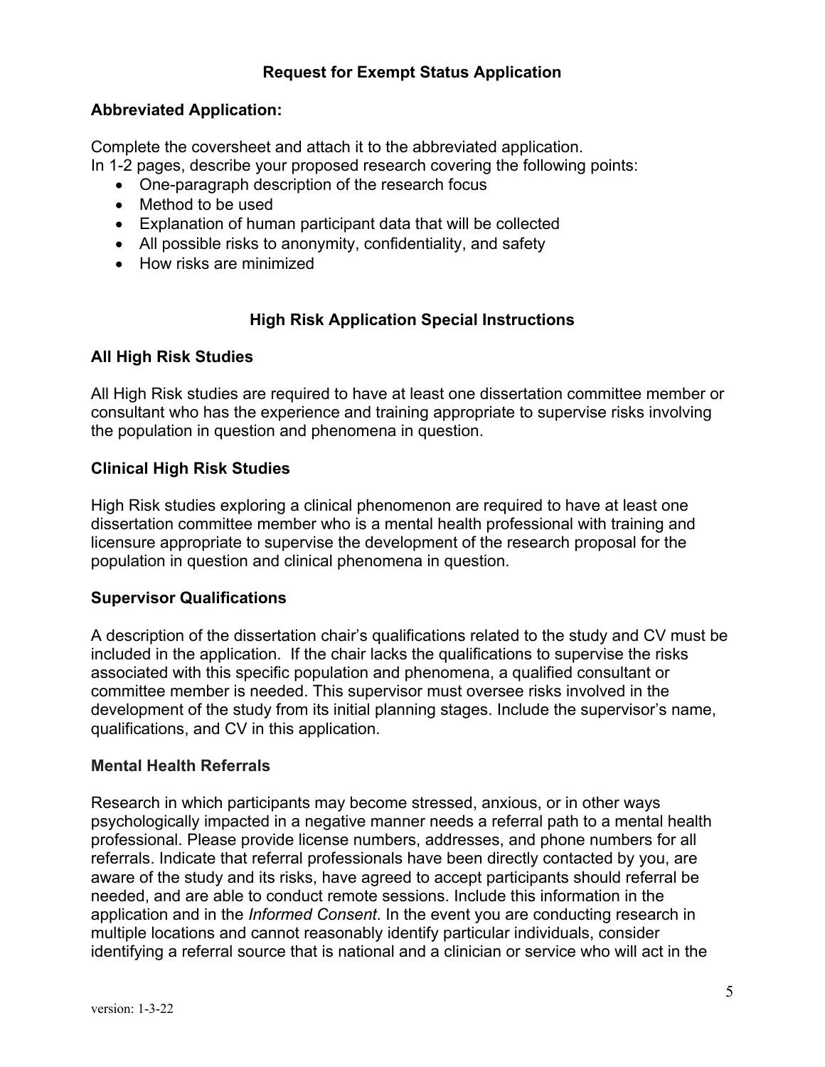## Request for Exempt Status Application

### Abbreviated Application:

Complete the coversheet and attach it to the abbreviated application.
In 1-2 pages, describe your proposed research covering the following points:

- One-paragraph description of the research focus
- Method to be used
- Explanation of human participant data that will be collected
- All possible risks to anonymity, confidentiality, and safety
- How risks are minimized

## High Risk Application Special Instructions

### All High Risk Studies

All High Risk studies are required to have at least one dissertation committee member or consultant who has the experience and training appropriate to supervise risks involving the population in question and phenomena in question.

### Clinical High Risk Studies

High Risk studies exploring a clinical phenomenon are required to have at least one dissertation committee member who is a mental health professional with training and licensure appropriate to supervise the development of the research proposal for the population in question and clinical phenomena in question.

### Supervisor Qualifications

A description of the dissertation chair's qualifications related to the study and CV must be included in the application. If the chair lacks the qualifications to supervise the risks associated with this specific population and phenomena, a qualified consultant or committee member is needed. This supervisor must oversee risks involved in the development of the study from its initial planning stages. Include the supervisor's name, qualifications, and CV in this application.

### Mental Health Referrals

Research in which participants may become stressed, anxious, or in other ways psychologically impacted in a negative manner needs a referral path to a mental health professional. Please provide license numbers, addresses, and phone numbers for all referrals. Indicate that referral professionals have been directly contacted by you, are aware of the study and its risks, have agreed to accept participants should referral be needed, and are able to conduct remote sessions. Include this information in the application and in the *Informed Consent*. In the event you are conducting research in multiple locations and cannot reasonably identify particular individuals, consider identifying a referral source that is national and a clinician or service who will act in the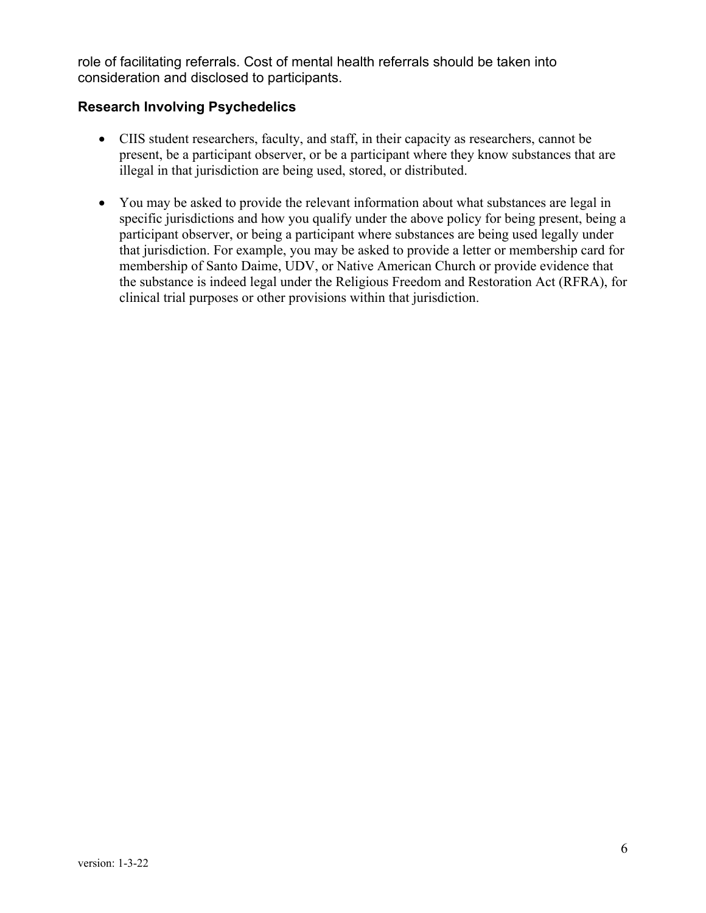role of facilitating referrals. Cost of mental health referrals should be taken into consideration and disclosed to participants.

### Research Involving Psychedelics

- CIIS student researchers, faculty, and staff, in their capacity as researchers, cannot be present, be a participant observer, or be a participant where they know substances that are illegal in that jurisdiction are being used, stored, or distributed.

- You may be asked to provide the relevant information about what substances are legal in specific jurisdictions and how you qualify under the above policy for being present, being a participant observer, or being a participant where substances are being used legally under that jurisdiction. For example, you may be asked to provide a letter or membership card for membership of Santo Daime, UDV, or Native American Church or provide evidence that the substance is indeed legal under the Religious Freedom and Restoration Act (RFRA), for clinical trial purposes or other provisions within that jurisdiction.

version: 1-3-22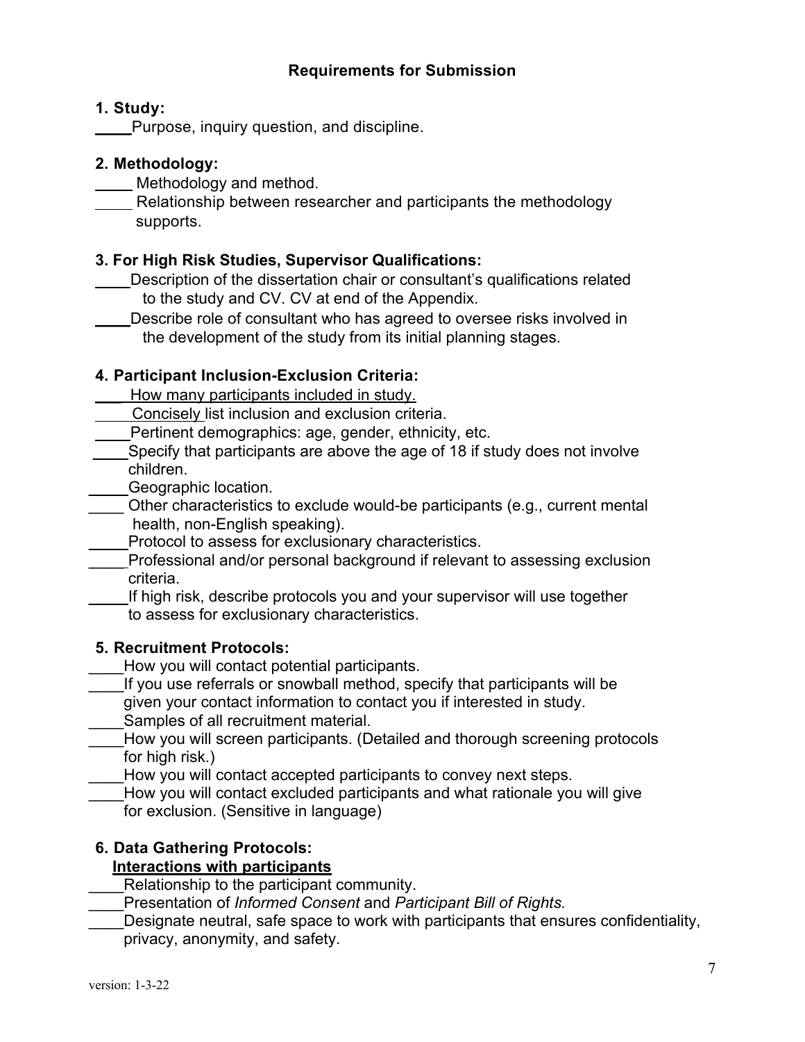## Requirements for Submission

**1. Study:**

____Purpose, inquiry question, and discipline.

**2. Methodology:**

____ Methodology and method.

____ Relationship between researcher and participants the methodology supports.

**3. For High Risk Studies, Supervisor Qualifications:**

____Description of the dissertation chair or consultant's qualifications related to the study and CV. CV at end of the Appendix.

____Describe role of consultant who has agreed to oversee risks involved in the development of the study from its initial planning stages.

**4. Participant Inclusion-Exclusion Criteria:**

___ <u>How many participants included in study.</u>

____ <u>Concisely</u> list inclusion and exclusion criteria.

____Pertinent demographics: age, gender, ethnicity, etc.

____Specify that participants are above the age of 18 if study does not involve children.

____Geographic location.

____ Other characteristics to exclude would-be participants (e.g., current mental health, non-English speaking).

____Protocol to assess for exclusionary characteristics.

____Professional and/or personal background if relevant to assessing exclusion criteria.

____If high risk, describe protocols you and your supervisor will use together to assess for exclusionary characteristics.

**5. Recruitment Protocols:**

____How you will contact potential participants.

____If you use referrals or snowball method, specify that participants will be given your contact information to contact you if interested in study.

____Samples of all recruitment material.

____How you will screen participants. (Detailed and thorough screening protocols for high risk.)

____How you will contact accepted participants to convey next steps.

____How you will contact excluded participants and what rationale you will give for exclusion. (Sensitive in language)

**6. Data Gathering Protocols:**

**<u>Interactions with participants</u>**

____Relationship to the participant community.

____Presentation of *Informed Consent* and *Participant Bill of Rights.*

____Designate neutral, safe space to work with participants that ensures confidentiality, privacy, anonymity, and safety.

version: 1-3-22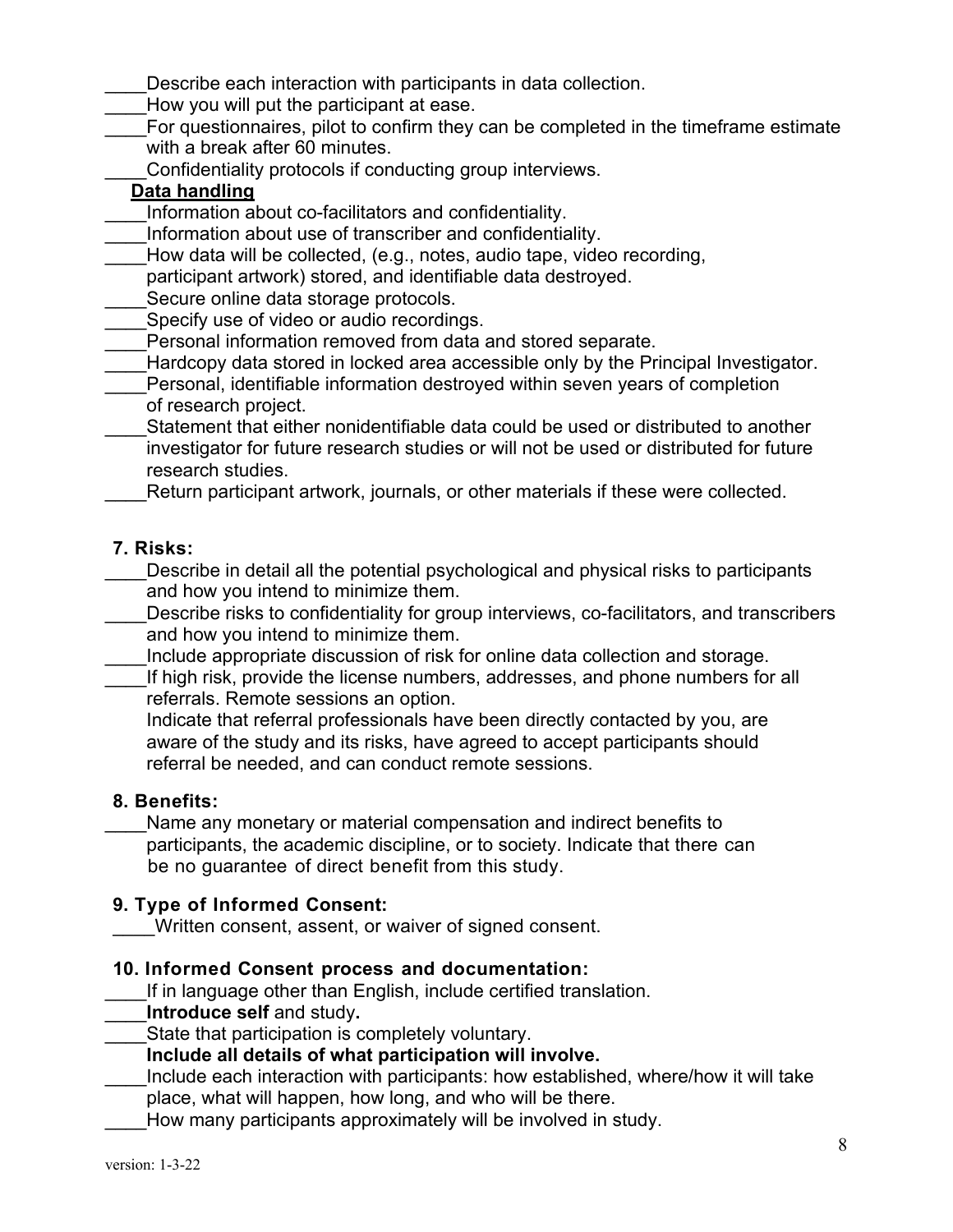____Describe each interaction with participants in data collection.

____How you will put the participant at ease.

____For questionnaires, pilot to confirm they can be completed in the timeframe estimate with a break after 60 minutes.

____Confidentiality protocols if conducting group interviews.

**Data handling**

____Information about co-facilitators and confidentiality.

____Information about use of transcriber and confidentiality.

____How data will be collected, (e.g., notes, audio tape, video recording, participant artwork) stored, and identifiable data destroyed.

____Secure online data storage protocols.

____Specify use of video or audio recordings.

____Personal information removed from data and stored separate.

____Hardcopy data stored in locked area accessible only by the Principal Investigator.

____Personal, identifiable information destroyed within seven years of completion of research project.

____Statement that either nonidentifiable data could be used or distributed to another investigator for future research studies or will not be used or distributed for future research studies.

____Return participant artwork, journals, or other materials if these were collected.

**7. Risks:**

____Describe in detail all the potential psychological and physical risks to participants and how you intend to minimize them.

____Describe risks to confidentiality for group interviews, co-facilitators, and transcribers and how you intend to minimize them.

____Include appropriate discussion of risk for online data collection and storage.

____If high risk, provide the license numbers, addresses, and phone numbers for all referrals. Remote sessions an option.
Indicate that referral professionals have been directly contacted by you, are aware of the study and its risks, have agreed to accept participants should referral be needed, and can conduct remote sessions.

**8. Benefits:**

____Name any monetary or material compensation and indirect benefits to participants, the academic discipline, or to society. Indicate that there can be no guarantee of direct benefit from this study.

**9. Type of Informed Consent:**

____Written consent, assent, or waiver of signed consent.

**10. Informed Consent process and documentation:**

____If in language other than English, include certified translation.

____**Introduce self** and study**.**

____State that participation is completely voluntary.

**Include all details of what participation will involve.**

____Include each interaction with participants: how established, where/how it will take place, what will happen, how long, and who will be there.

____How many participants approximately will be involved in study.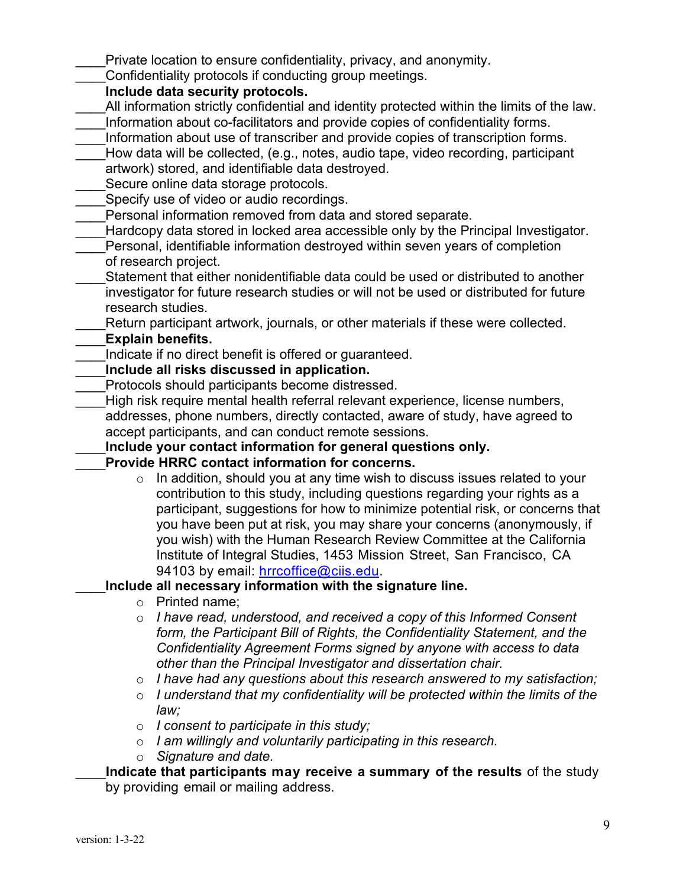____Private location to ensure confidentiality, privacy, and anonymity.
____Confidentiality protocols if conducting group meetings.
**Include data security protocols.**
____All information strictly confidential and identity protected within the limits of the law.
____Information about co-facilitators and provide copies of confidentiality forms.
____Information about use of transcriber and provide copies of transcription forms.
____How data will be collected, (e.g., notes, audio tape, video recording, participant artwork) stored, and identifiable data destroyed.
____Secure online data storage protocols.
____Specify use of video or audio recordings.
____Personal information removed from data and stored separate.
____Hardcopy data stored in locked area accessible only by the Principal Investigator.
____Personal, identifiable information destroyed within seven years of completion of research project.
____Statement that either nonidentifiable data could be used or distributed to another investigator for future research studies or will not be used or distributed for future research studies.
____Return participant artwork, journals, or other materials if these were collected.
____**Explain benefits.**
____Indicate if no direct benefit is offered or guaranteed.
____**Include all risks discussed in application.**
____Protocols should participants become distressed.
____High risk require mental health referral relevant experience, license numbers, addresses, phone numbers, directly contacted, aware of study, have agreed to accept participants, and can conduct remote sessions.
____**Include your contact information for general questions only.**
____**Provide HRRC contact information for concerns.**

- In addition, should you at any time wish to discuss issues related to your contribution to this study, including questions regarding your rights as a participant, suggestions for how to minimize potential risk, or concerns that you have been put at risk, you may share your concerns (anonymously, if you wish) with the Human Research Review Committee at the California Institute of Integral Studies, 1453 Mission Street, San Francisco, CA 94103 by email: hrrcoffice@ciis.edu.

____**Include all necessary information with the signature line.**

- Printed name;
- *I have read, understood, and received a copy of this Informed Consent form, the Participant Bill of Rights, the Confidentiality Statement, and the Confidentiality Agreement Forms signed by anyone with access to data other than the Principal Investigator and dissertation chair.*
- *I have had any questions about this research answered to my satisfaction;*
- *I understand that my confidentiality will be protected within the limits of the law;*
- *I consent to participate in this study;*
- *I am willingly and voluntarily participating in this research.*
- *Signature and date.*

____**Indicate that participants may receive a summary of the results** of the study by providing email or mailing address.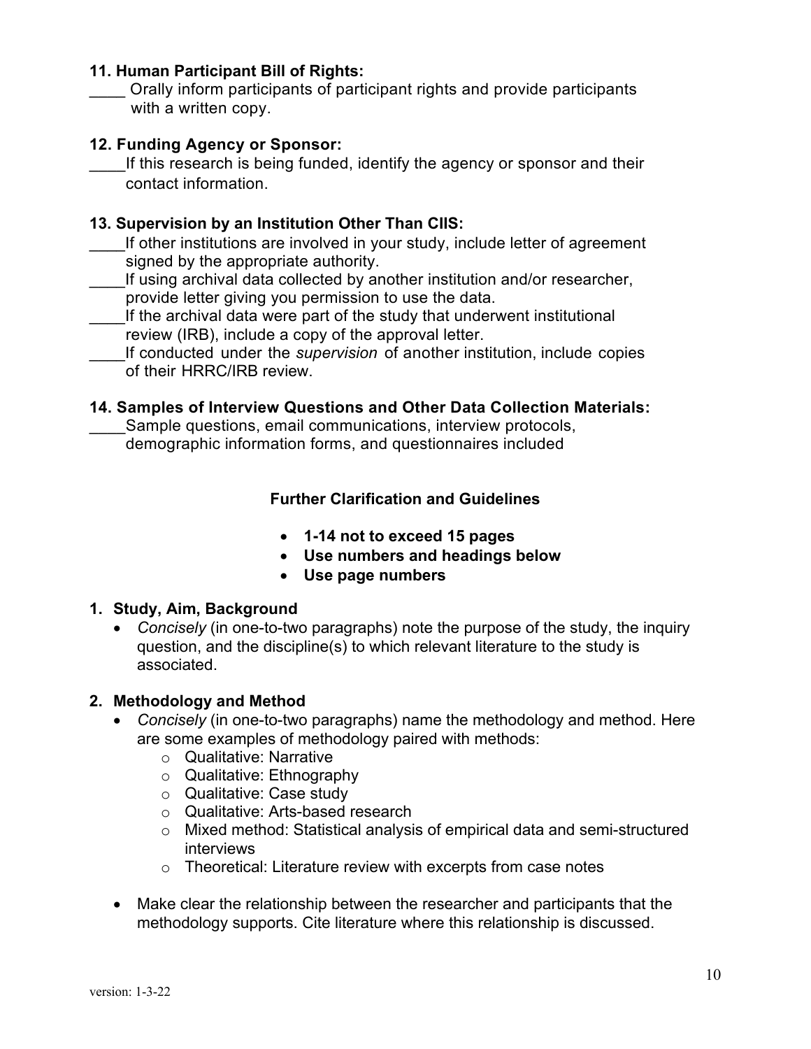**11. Human Participant Bill of Rights:**

____ Orally inform participants of participant rights and provide participants with a written copy.

**12. Funding Agency or Sponsor:**

____If this research is being funded, identify the agency or sponsor and their contact information.

**13. Supervision by an Institution Other Than CIIS:**

____If other institutions are involved in your study, include letter of agreement signed by the appropriate authority.

____If using archival data collected by another institution and/or researcher, provide letter giving you permission to use the data.

____If the archival data were part of the study that underwent institutional review (IRB), include a copy of the approval letter.

____If conducted under the *supervision* of another institution, include copies of their HRRC/IRB review.

**14. Samples of Interview Questions and Other Data Collection Materials:**

____Sample questions, email communications, interview protocols, demographic information forms, and questionnaires included

## Further Clarification and Guidelines

- **1-14 not to exceed 15 pages**
- **Use numbers and headings below**
- **Use page numbers**

**1. Study, Aim, Background**

- *Concisely* (in one-to-two paragraphs) note the purpose of the study, the inquiry question, and the discipline(s) to which relevant literature to the study is associated.

**2. Methodology and Method**

- *Concisely* (in one-to-two paragraphs) name the methodology and method. Here are some examples of methodology paired with methods:
  - Qualitative: Narrative
  - Qualitative: Ethnography
  - Qualitative: Case study
  - Qualitative: Arts-based research
  - Mixed method: Statistical analysis of empirical data and semi-structured interviews
  - Theoretical: Literature review with excerpts from case notes
- Make clear the relationship between the researcher and participants that the methodology supports. Cite literature where this relationship is discussed.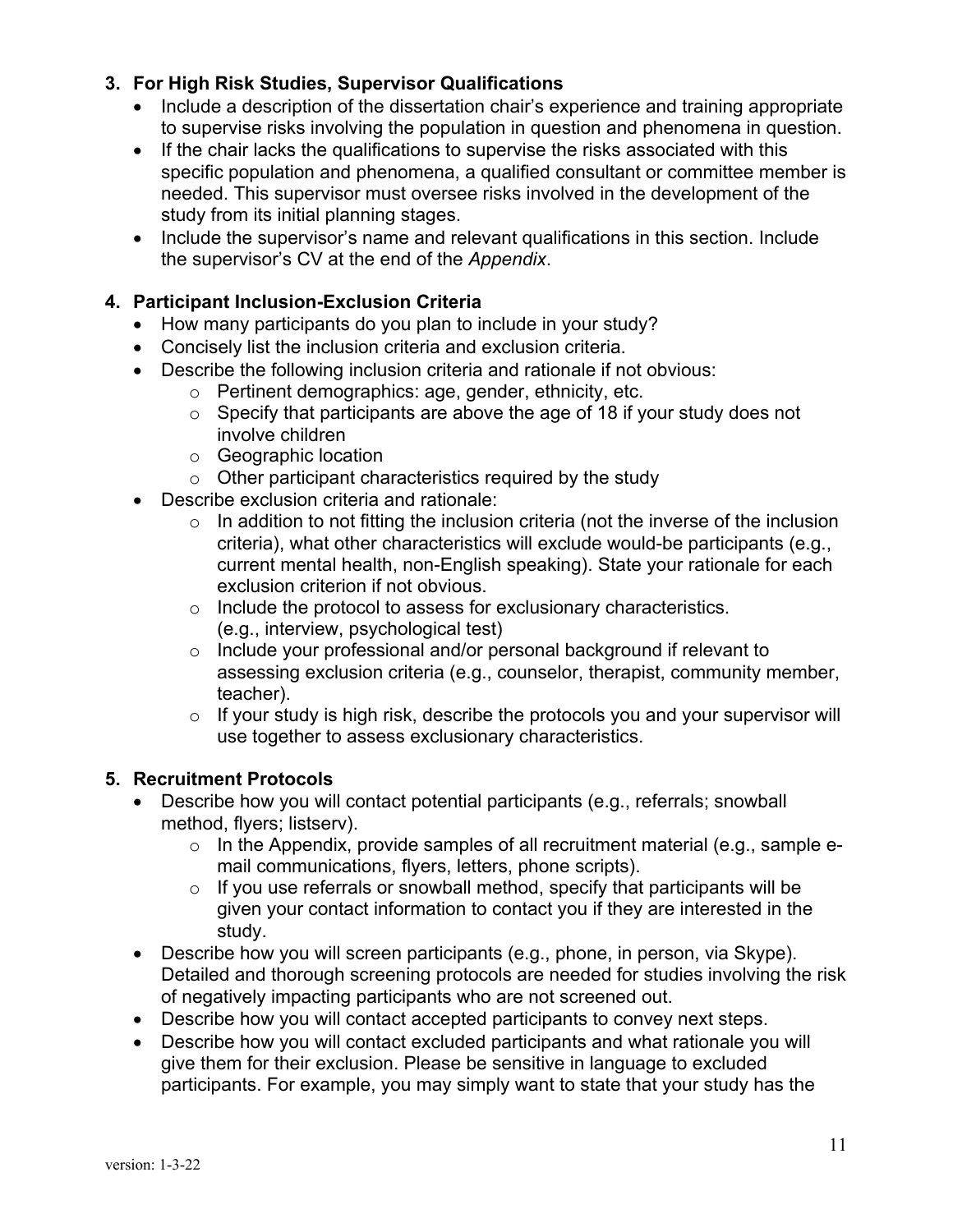### 3. For High Risk Studies, Supervisor Qualifications

- Include a description of the dissertation chair's experience and training appropriate to supervise risks involving the population in question and phenomena in question.
- If the chair lacks the qualifications to supervise the risks associated with this specific population and phenomena, a qualified consultant or committee member is needed. This supervisor must oversee risks involved in the development of the study from its initial planning stages.
- Include the supervisor's name and relevant qualifications in this section. Include the supervisor's CV at the end of the *Appendix*.

### 4. Participant Inclusion-Exclusion Criteria

- How many participants do you plan to include in your study?
- Concisely list the inclusion criteria and exclusion criteria.
- Describe the following inclusion criteria and rationale if not obvious:
  - Pertinent demographics: age, gender, ethnicity, etc.
  - Specify that participants are above the age of 18 if your study does not involve children
  - Geographic location
  - Other participant characteristics required by the study
- Describe exclusion criteria and rationale:
  - In addition to not fitting the inclusion criteria (not the inverse of the inclusion criteria), what other characteristics will exclude would-be participants (e.g., current mental health, non-English speaking). State your rationale for each exclusion criterion if not obvious.
  - Include the protocol to assess for exclusionary characteristics. (e.g., interview, psychological test)
  - Include your professional and/or personal background if relevant to assessing exclusion criteria (e.g., counselor, therapist, community member, teacher).
  - If your study is high risk, describe the protocols you and your supervisor will use together to assess exclusionary characteristics.

### 5. Recruitment Protocols

- Describe how you will contact potential participants (e.g., referrals; snowball method, flyers; listserv).
  - In the Appendix, provide samples of all recruitment material (e.g., sample e-mail communications, flyers, letters, phone scripts).
  - If you use referrals or snowball method, specify that participants will be given your contact information to contact you if they are interested in the study.
- Describe how you will screen participants (e.g., phone, in person, via Skype). Detailed and thorough screening protocols are needed for studies involving the risk of negatively impacting participants who are not screened out.
- Describe how you will contact accepted participants to convey next steps.
- Describe how you will contact excluded participants and what rationale you will give them for their exclusion. Please be sensitive in language to excluded participants. For example, you may simply want to state that your study has the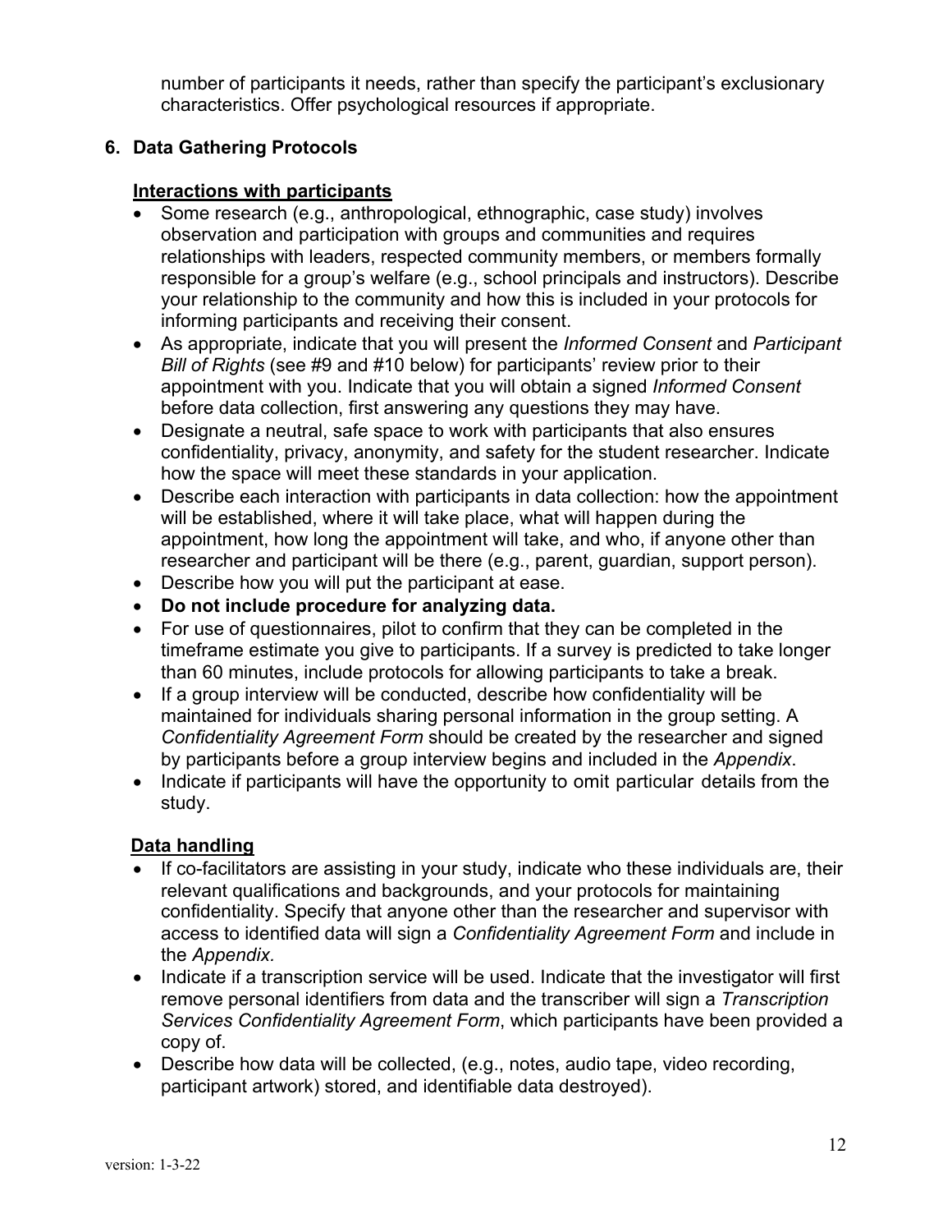number of participants it needs, rather than specify the participant's exclusionary characteristics. Offer psychological resources if appropriate.

## 6. Data Gathering Protocols

### Interactions with participants

- Some research (e.g., anthropological, ethnographic, case study) involves observation and participation with groups and communities and requires relationships with leaders, respected community members, or members formally responsible for a group's welfare (e.g., school principals and instructors). Describe your relationship to the community and how this is included in your protocols for informing participants and receiving their consent.
- As appropriate, indicate that you will present the *Informed Consent* and *Participant Bill of Rights* (see #9 and #10 below) for participants' review prior to their appointment with you. Indicate that you will obtain a signed *Informed Consent* before data collection, first answering any questions they may have.
- Designate a neutral, safe space to work with participants that also ensures confidentiality, privacy, anonymity, and safety for the student researcher. Indicate how the space will meet these standards in your application.
- Describe each interaction with participants in data collection: how the appointment will be established, where it will take place, what will happen during the appointment, how long the appointment will take, and who, if anyone other than researcher and participant will be there (e.g., parent, guardian, support person).
- Describe how you will put the participant at ease.
- **Do not include procedure for analyzing data.**
- For use of questionnaires, pilot to confirm that they can be completed in the timeframe estimate you give to participants. If a survey is predicted to take longer than 60 minutes, include protocols for allowing participants to take a break.
- If a group interview will be conducted, describe how confidentiality will be maintained for individuals sharing personal information in the group setting. A *Confidentiality Agreement Form* should be created by the researcher and signed by participants before a group interview begins and included in the *Appendix*.
- Indicate if participants will have the opportunity to omit particular details from the study.

### Data handling

- If co-facilitators are assisting in your study, indicate who these individuals are, their relevant qualifications and backgrounds, and your protocols for maintaining confidentiality. Specify that anyone other than the researcher and supervisor with access to identified data will sign a *Confidentiality Agreement Form* and include in the *Appendix.*
- Indicate if a transcription service will be used. Indicate that the investigator will first remove personal identifiers from data and the transcriber will sign a *Transcription Services Confidentiality Agreement Form*, which participants have been provided a copy of.
- Describe how data will be collected, (e.g., notes, audio tape, video recording, participant artwork) stored, and identifiable data destroyed).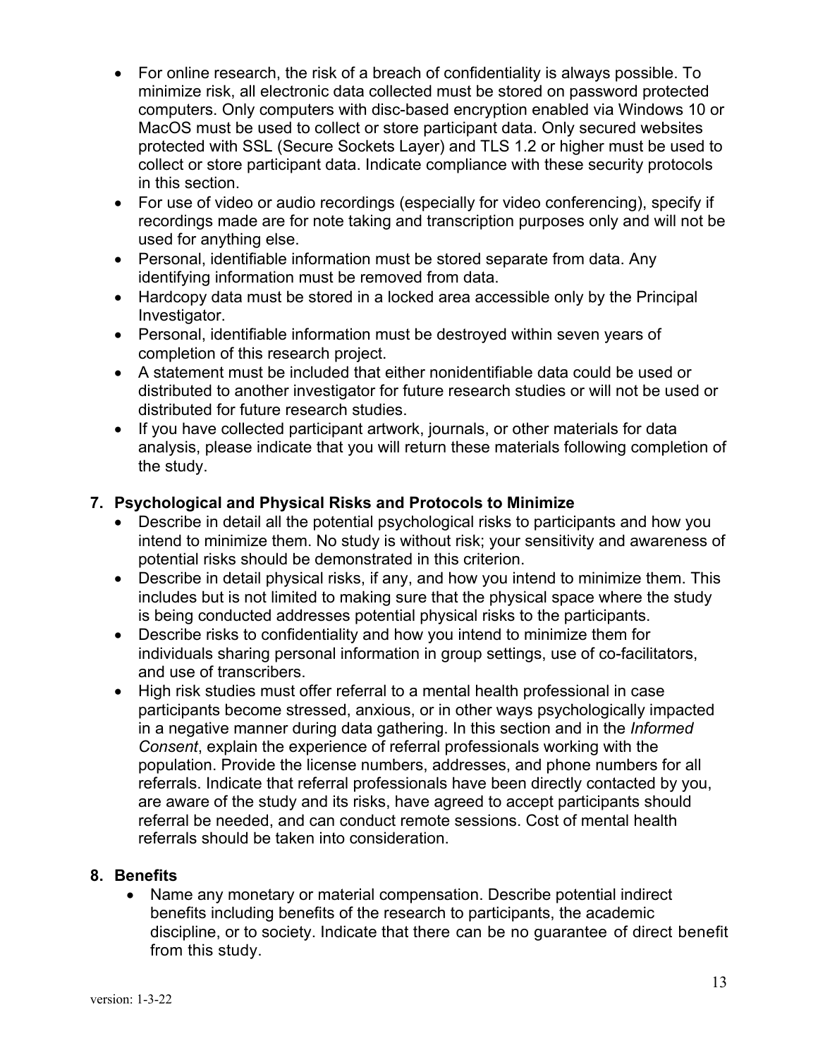- For online research, the risk of a breach of confidentiality is always possible. To minimize risk, all electronic data collected must be stored on password protected computers. Only computers with disc-based encryption enabled via Windows 10 or MacOS must be used to collect or store participant data. Only secured websites protected with SSL (Secure Sockets Layer) and TLS 1.2 or higher must be used to collect or store participant data. Indicate compliance with these security protocols in this section.
- For use of video or audio recordings (especially for video conferencing), specify if recordings made are for note taking and transcription purposes only and will not be used for anything else.
- Personal, identifiable information must be stored separate from data. Any identifying information must be removed from data.
- Hardcopy data must be stored in a locked area accessible only by the Principal Investigator.
- Personal, identifiable information must be destroyed within seven years of completion of this research project.
- A statement must be included that either nonidentifiable data could be used or distributed to another investigator for future research studies or will not be used or distributed for future research studies.
- If you have collected participant artwork, journals, or other materials for data analysis, please indicate that you will return these materials following completion of the study.

**7. Psychological and Physical Risks and Protocols to Minimize**

- Describe in detail all the potential psychological risks to participants and how you intend to minimize them. No study is without risk; your sensitivity and awareness of potential risks should be demonstrated in this criterion.
- Describe in detail physical risks, if any, and how you intend to minimize them. This includes but is not limited to making sure that the physical space where the study is being conducted addresses potential physical risks to the participants.
- Describe risks to confidentiality and how you intend to minimize them for individuals sharing personal information in group settings, use of co-facilitators, and use of transcribers.
- High risk studies must offer referral to a mental health professional in case participants become stressed, anxious, or in other ways psychologically impacted in a negative manner during data gathering. In this section and in the *Informed Consent*, explain the experience of referral professionals working with the population. Provide the license numbers, addresses, and phone numbers for all referrals. Indicate that referral professionals have been directly contacted by you, are aware of the study and its risks, have agreed to accept participants should referral be needed, and can conduct remote sessions. Cost of mental health referrals should be taken into consideration.

**8. Benefits**

- Name any monetary or material compensation. Describe potential indirect benefits including benefits of the research to participants, the academic discipline, or to society. Indicate that there can be no guarantee of direct benefit from this study.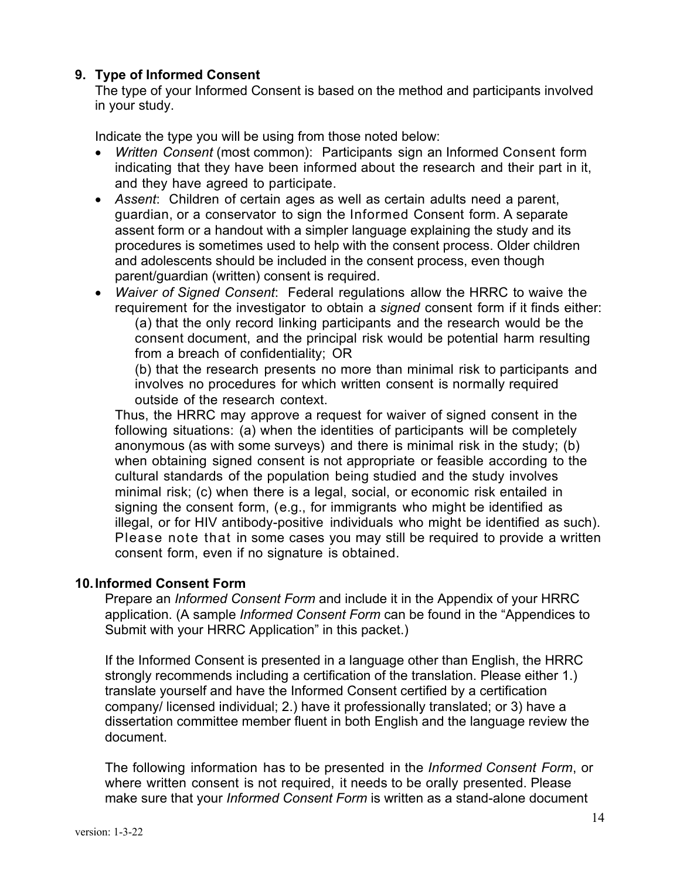**9. Type of Informed Consent**

The type of your Informed Consent is based on the method and participants involved in your study.

Indicate the type you will be using from those noted below:

- *Written Consent* (most common): Participants sign an Informed Consent form indicating that they have been informed about the research and their part in it, and they have agreed to participate.
- *Assent*: Children of certain ages as well as certain adults need a parent, guardian, or a conservator to sign the Informed Consent form. A separate assent form or a handout with a simpler language explaining the study and its procedures is sometimes used to help with the consent process. Older children and adolescents should be included in the consent process, even though parent/guardian (written) consent is required.
- *Waiver of Signed Consent*: Federal regulations allow the HRRC to waive the requirement for the investigator to obtain a *signed* consent form if it finds either:
  - (a) that the only record linking participants and the research would be the consent document, and the principal risk would be potential harm resulting from a breach of confidentiality; OR
  - (b) that the research presents no more than minimal risk to participants and involves no procedures for which written consent is normally required outside of the research context.

  Thus, the HRRC may approve a request for waiver of signed consent in the following situations: (a) when the identities of participants will be completely anonymous (as with some surveys) and there is minimal risk in the study; (b) when obtaining signed consent is not appropriate or feasible according to the cultural standards of the population being studied and the study involves minimal risk; (c) when there is a legal, social, or economic risk entailed in signing the consent form, (e.g., for immigrants who might be identified as illegal, or for HIV antibody-positive individuals who might be identified as such). Please note that in some cases you may still be required to provide a written consent form, even if no signature is obtained.

**10. Informed Consent Form**

Prepare an *Informed Consent Form* and include it in the Appendix of your HRRC application. (A sample *Informed Consent Form* can be found in the "Appendices to Submit with your HRRC Application" in this packet.)

If the Informed Consent is presented in a language other than English, the HRRC strongly recommends including a certification of the translation. Please either 1.) translate yourself and have the Informed Consent certified by a certification company/ licensed individual; 2.) have it professionally translated; or 3) have a dissertation committee member fluent in both English and the language review the document.

The following information has to be presented in the *Informed Consent Form*, or where written consent is not required, it needs to be orally presented. Please make sure that your *Informed Consent Form* is written as a stand-alone document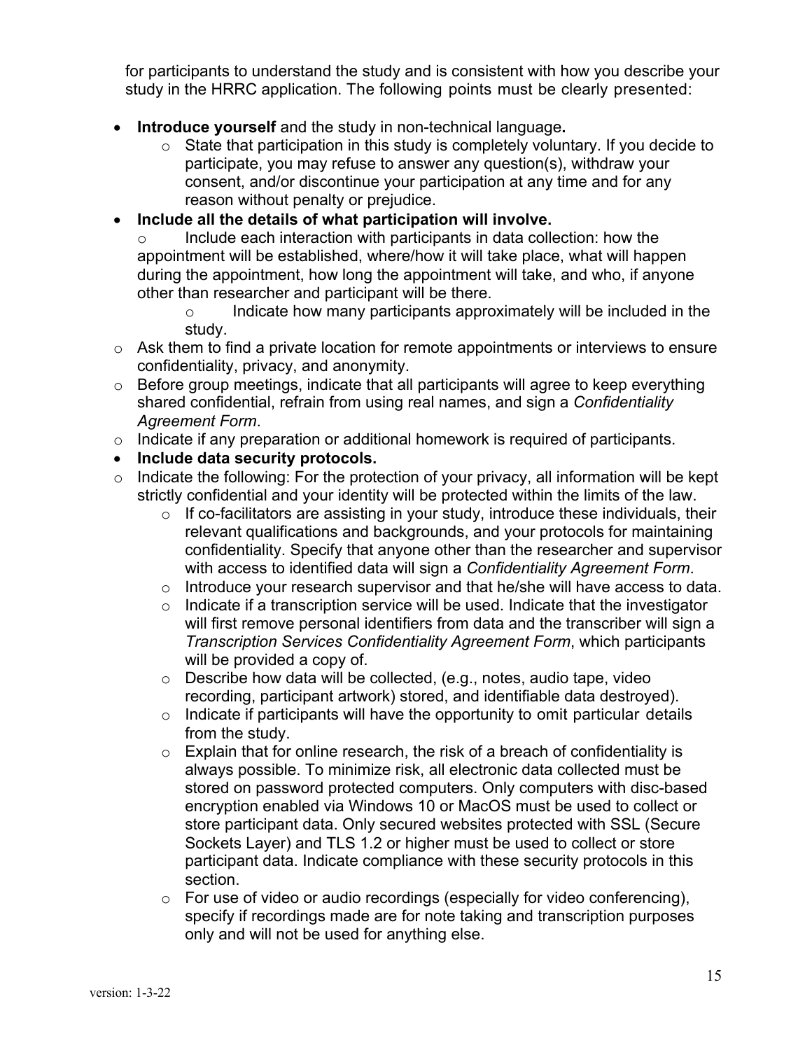for participants to understand the study and is consistent with how you describe your study in the HRRC application. The following points must be clearly presented:

- **Introduce yourself** and the study in non-technical language**.**
  - State that participation in this study is completely voluntary. If you decide to participate, you may refuse to answer any question(s), withdraw your consent, and/or discontinue your participation at any time and for any reason without penalty or prejudice.
- **Include all the details of what participation will involve.**
  - Include each interaction with participants in data collection: how the appointment will be established, where/how it will take place, what will happen during the appointment, how long the appointment will take, and who, if anyone other than researcher and participant will be there.
    - Indicate how many participants approximately will be included in the study.
  - Ask them to find a private location for remote appointments or interviews to ensure confidentiality, privacy, and anonymity.
  - Before group meetings, indicate that all participants will agree to keep everything shared confidential, refrain from using real names, and sign a *Confidentiality Agreement Form*.
  - Indicate if any preparation or additional homework is required of participants.
- **Include data security protocols.**
  - Indicate the following: For the protection of your privacy, all information will be kept strictly confidential and your identity will be protected within the limits of the law.
    - If co-facilitators are assisting in your study, introduce these individuals, their relevant qualifications and backgrounds, and your protocols for maintaining confidentiality. Specify that anyone other than the researcher and supervisor with access to identified data will sign a *Confidentiality Agreement Form*.
    - Introduce your research supervisor and that he/she will have access to data.
    - Indicate if a transcription service will be used. Indicate that the investigator will first remove personal identifiers from data and the transcriber will sign a *Transcription Services Confidentiality Agreement Form*, which participants will be provided a copy of.
    - Describe how data will be collected, (e.g., notes, audio tape, video recording, participant artwork) stored, and identifiable data destroyed).
    - Indicate if participants will have the opportunity to omit particular details from the study.
    - Explain that for online research, the risk of a breach of confidentiality is always possible. To minimize risk, all electronic data collected must be stored on password protected computers. Only computers with disc-based encryption enabled via Windows 10 or MacOS must be used to collect or store participant data. Only secured websites protected with SSL (Secure Sockets Layer) and TLS 1.2 or higher must be used to collect or store participant data. Indicate compliance with these security protocols in this section.
    - For use of video or audio recordings (especially for video conferencing), specify if recordings made are for note taking and transcription purposes only and will not be used for anything else.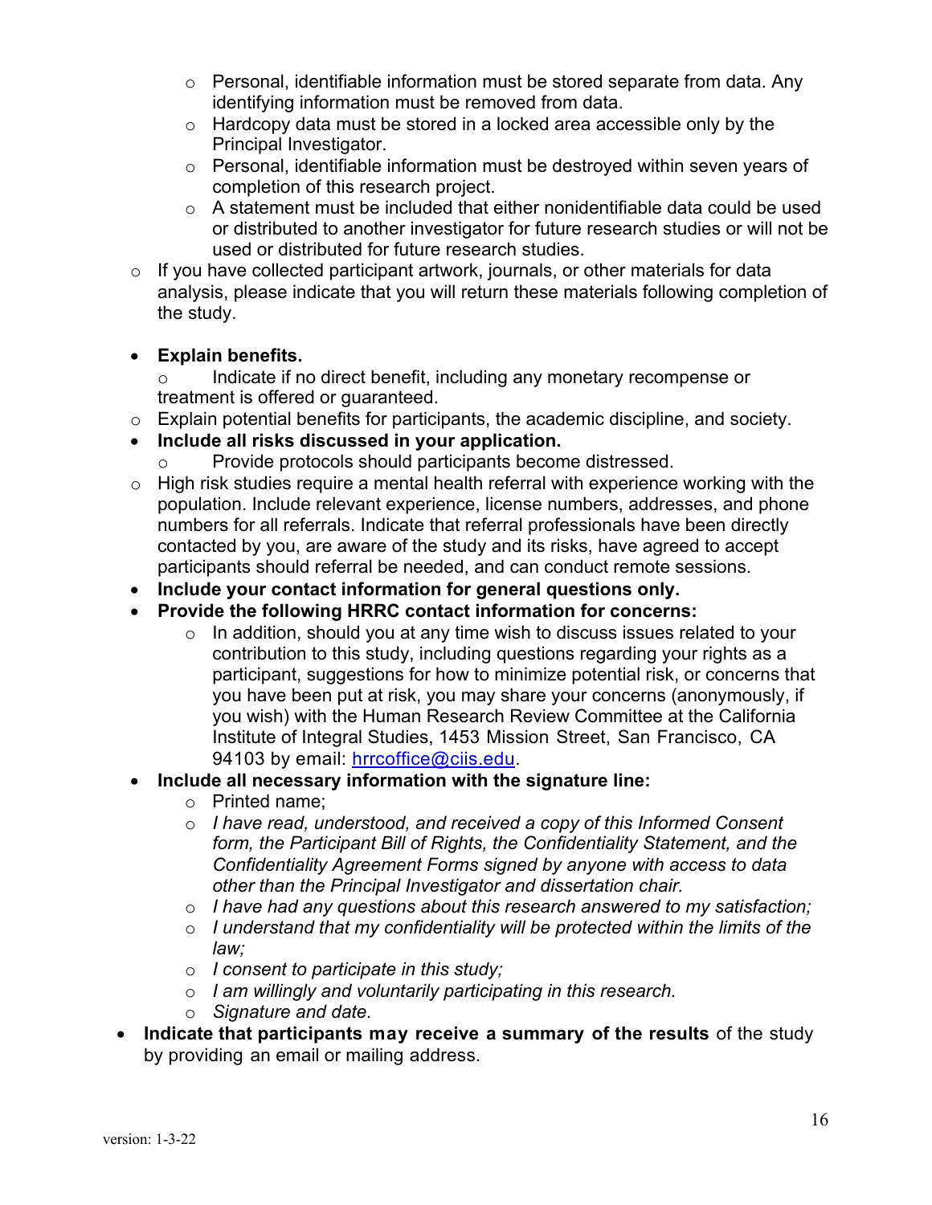- Personal, identifiable information must be stored separate from data. Any identifying information must be removed from data.
  - Hardcopy data must be stored in a locked area accessible only by the Principal Investigator.
  - Personal, identifiable information must be destroyed within seven years of completion of this research project.
  - A statement must be included that either nonidentifiable data could be used or distributed to another investigator for future research studies or will not be used or distributed for future research studies.
- If you have collected participant artwork, journals, or other materials for data analysis, please indicate that you will return these materials following completion of the study.

- **Explain benefits.**
  - Indicate if no direct benefit, including any monetary recompense or treatment is offered or guaranteed.
- Explain potential benefits for participants, the academic discipline, and society.
- **Include all risks discussed in your application.**
  - Provide protocols should participants become distressed.
- High risk studies require a mental health referral with experience working with the population. Include relevant experience, license numbers, addresses, and phone numbers for all referrals. Indicate that referral professionals have been directly contacted by you, are aware of the study and its risks, have agreed to accept participants should referral be needed, and can conduct remote sessions.
- **Include your contact information for general questions only.**
- **Provide the following HRRC contact information for concerns:**
  - In addition, should you at any time wish to discuss issues related to your contribution to this study, including questions regarding your rights as a participant, suggestions for how to minimize potential risk, or concerns that you have been put at risk, you may share your concerns (anonymously, if you wish) with the Human Research Review Committee at the California Institute of Integral Studies, 1453 Mission Street, San Francisco, CA 94103 by email: hrrcoffice@ciis.edu.
- **Include all necessary information with the signature line:**
  - Printed name;
  - *I have read, understood, and received a copy of this Informed Consent form, the Participant Bill of Rights, the Confidentiality Statement, and the Confidentiality Agreement Forms signed by anyone with access to data other than the Principal Investigator and dissertation chair.*
  - *I have had any questions about this research answered to my satisfaction;*
  - *I understand that my confidentiality will be protected within the limits of the law;*
  - *I consent to participate in this study;*
  - *I am willingly and voluntarily participating in this research.*
  - *Signature and date.*
- **Indicate that participants may receive a summary of the results** of the study by providing an email or mailing address.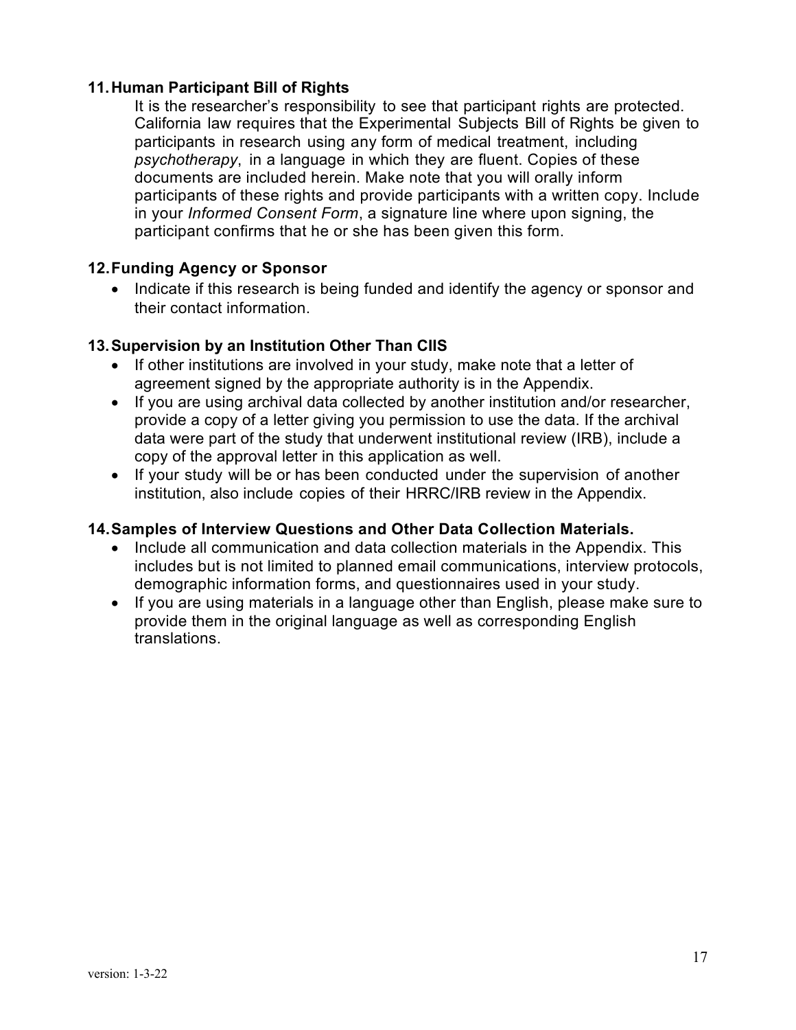### 11. Human Participant Bill of Rights

It is the researcher's responsibility to see that participant rights are protected. California law requires that the Experimental Subjects Bill of Rights be given to participants in research using any form of medical treatment, including *psychotherapy*, in a language in which they are fluent. Copies of these documents are included herein. Make note that you will orally inform participants of these rights and provide participants with a written copy. Include in your *Informed Consent Form*, a signature line where upon signing, the participant confirms that he or she has been given this form.

### 12. Funding Agency or Sponsor

- Indicate if this research is being funded and identify the agency or sponsor and their contact information.

### 13. Supervision by an Institution Other Than CIIS

- If other institutions are involved in your study, make note that a letter of agreement signed by the appropriate authority is in the Appendix.
- If you are using archival data collected by another institution and/or researcher, provide a copy of a letter giving you permission to use the data. If the archival data were part of the study that underwent institutional review (IRB), include a copy of the approval letter in this application as well.
- If your study will be or has been conducted under the supervision of another institution, also include copies of their HRRC/IRB review in the Appendix.

### 14. Samples of Interview Questions and Other Data Collection Materials.

- Include all communication and data collection materials in the Appendix. This includes but is not limited to planned email communications, interview protocols, demographic information forms, and questionnaires used in your study.
- If you are using materials in a language other than English, please make sure to provide them in the original language as well as corresponding English translations.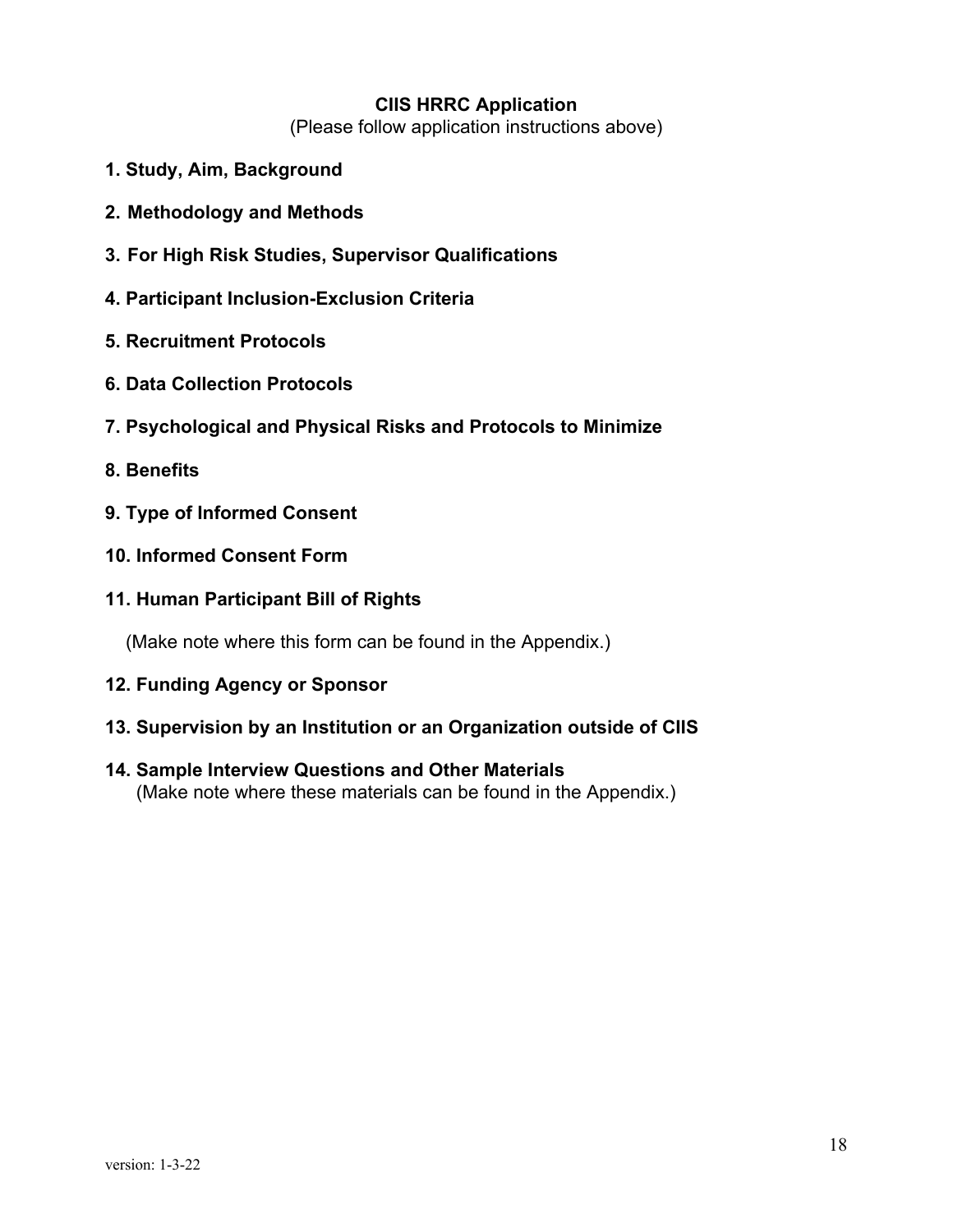## CIIS HRRC Application

(Please follow application instructions above)

**1. Study, Aim, Background**

**2. Methodology and Methods**

**3. For High Risk Studies, Supervisor Qualifications**

**4. Participant Inclusion-Exclusion Criteria**

**5. Recruitment Protocols**

**6. Data Collection Protocols**

**7. Psychological and Physical Risks and Protocols to Minimize**

**8. Benefits**

**9. Type of Informed Consent**

**10. Informed Consent Form**

**11. Human Participant Bill of Rights**

(Make note where this form can be found in the Appendix.)

**12. Funding Agency or Sponsor**

**13. Supervision by an Institution or an Organization outside of CIIS**

**14. Sample Interview Questions and Other Materials**
(Make note where these materials can be found in the Appendix.)

version: 1-3-22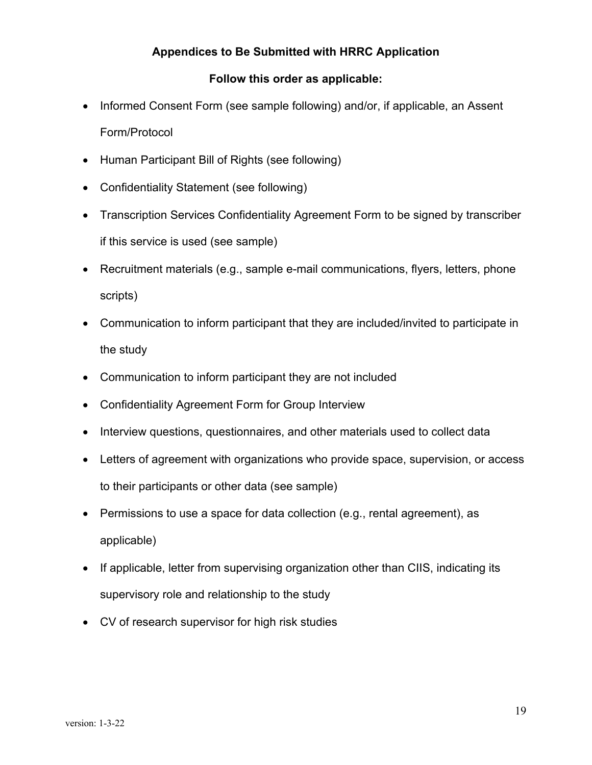## Appendices to Be Submitted with HRRC Application

### Follow this order as applicable:

- Informed Consent Form (see sample following) and/or, if applicable, an Assent Form/Protocol
- Human Participant Bill of Rights (see following)
- Confidentiality Statement (see following)
- Transcription Services Confidentiality Agreement Form to be signed by transcriber if this service is used (see sample)
- Recruitment materials (e.g., sample e-mail communications, flyers, letters, phone scripts)
- Communication to inform participant that they are included/invited to participate in the study
- Communication to inform participant they are not included
- Confidentiality Agreement Form for Group Interview
- Interview questions, questionnaires, and other materials used to collect data
- Letters of agreement with organizations who provide space, supervision, or access to their participants or other data (see sample)
- Permissions to use a space for data collection (e.g., rental agreement), as applicable)
- If applicable, letter from supervising organization other than CIIS, indicating its supervisory role and relationship to the study
- CV of research supervisor for high risk studies

version: 1-3-22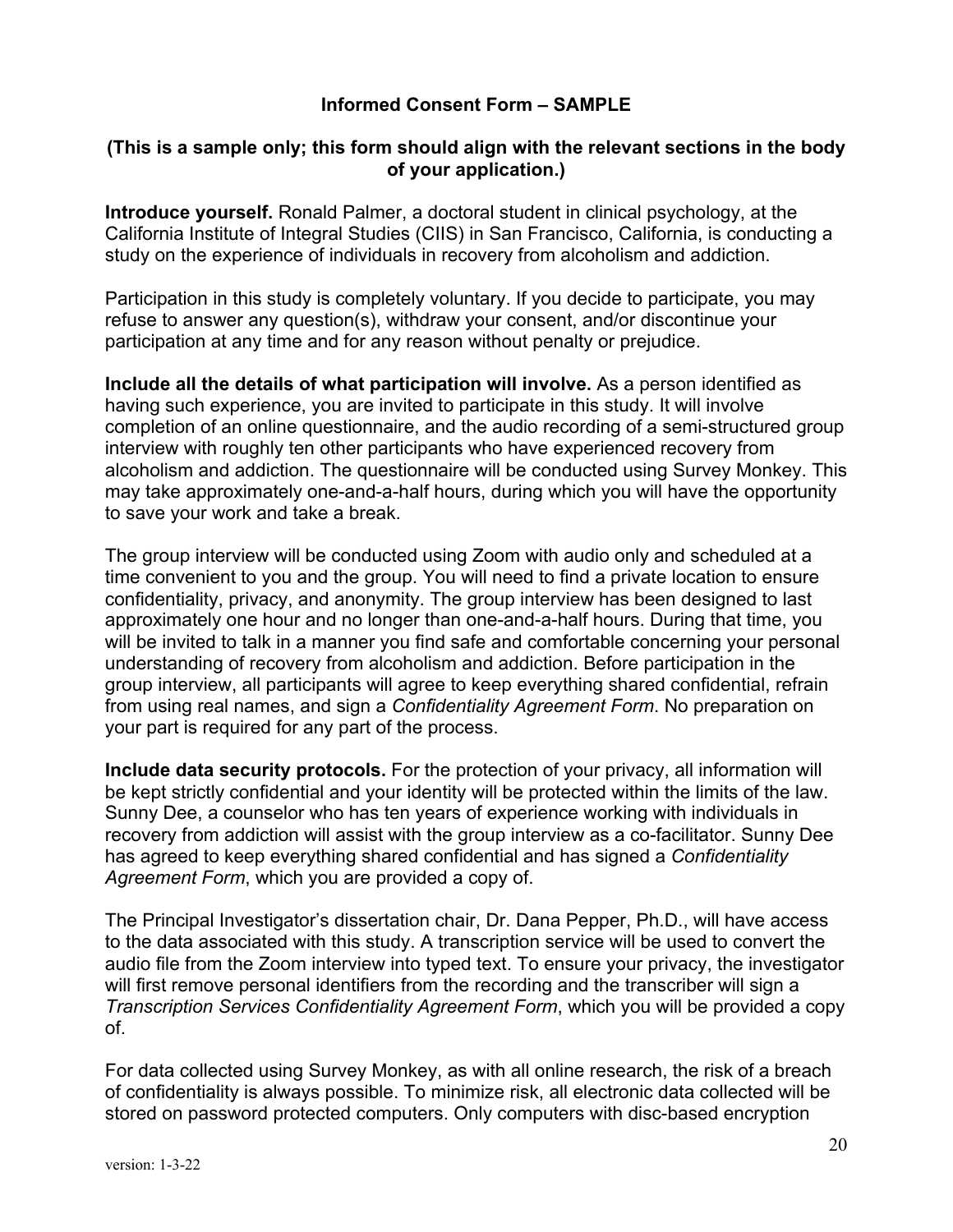**Informed Consent Form – SAMPLE**

**(This is a sample only; this form should align with the relevant sections in the body of your application.)**

**Introduce yourself.** Ronald Palmer, a doctoral student in clinical psychology, at the California Institute of Integral Studies (CIIS) in San Francisco, California, is conducting a study on the experience of individuals in recovery from alcoholism and addiction.

Participation in this study is completely voluntary. If you decide to participate, you may refuse to answer any question(s), withdraw your consent, and/or discontinue your participation at any time and for any reason without penalty or prejudice.

**Include all the details of what participation will involve.** As a person identified as having such experience, you are invited to participate in this study. It will involve completion of an online questionnaire, and the audio recording of a semi-structured group interview with roughly ten other participants who have experienced recovery from alcoholism and addiction. The questionnaire will be conducted using Survey Monkey. This may take approximately one-and-a-half hours, during which you will have the opportunity to save your work and take a break.

The group interview will be conducted using Zoom with audio only and scheduled at a time convenient to you and the group. You will need to find a private location to ensure confidentiality, privacy, and anonymity. The group interview has been designed to last approximately one hour and no longer than one-and-a-half hours. During that time, you will be invited to talk in a manner you find safe and comfortable concerning your personal understanding of recovery from alcoholism and addiction. Before participation in the group interview, all participants will agree to keep everything shared confidential, refrain from using real names, and sign a *Confidentiality Agreement Form*. No preparation on your part is required for any part of the process.

**Include data security protocols.** For the protection of your privacy, all information will be kept strictly confidential and your identity will be protected within the limits of the law. Sunny Dee, a counselor who has ten years of experience working with individuals in recovery from addiction will assist with the group interview as a co-facilitator. Sunny Dee has agreed to keep everything shared confidential and has signed a *Confidentiality Agreement Form*, which you are provided a copy of.

The Principal Investigator's dissertation chair, Dr. Dana Pepper, Ph.D., will have access to the data associated with this study. A transcription service will be used to convert the audio file from the Zoom interview into typed text. To ensure your privacy, the investigator will first remove personal identifiers from the recording and the transcriber will sign a *Transcription Services Confidentiality Agreement Form*, which you will be provided a copy of.

For data collected using Survey Monkey, as with all online research, the risk of a breach of confidentiality is always possible. To minimize risk, all electronic data collected will be stored on password protected computers. Only computers with disc-based encryption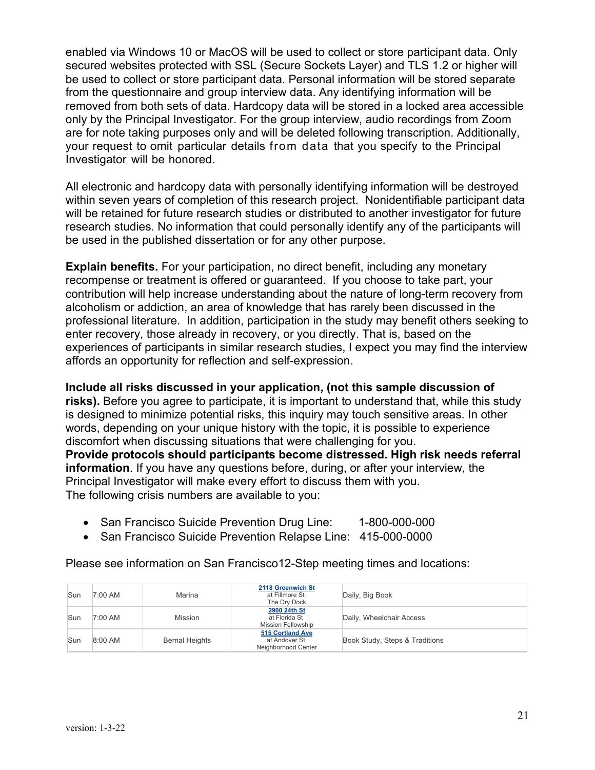enabled via Windows 10 or MacOS will be used to collect or store participant data. Only secured websites protected with SSL (Secure Sockets Layer) and TLS 1.2 or higher will be used to collect or store participant data. Personal information will be stored separate from the questionnaire and group interview data. Any identifying information will be removed from both sets of data. Hardcopy data will be stored in a locked area accessible only by the Principal Investigator. For the group interview, audio recordings from Zoom are for note taking purposes only and will be deleted following transcription. Additionally, your request to omit particular details from data that you specify to the Principal Investigator will be honored.

All electronic and hardcopy data with personally identifying information will be destroyed within seven years of completion of this research project. Nonidentifiable participant data will be retained for future research studies or distributed to another investigator for future research studies. No information that could personally identify any of the participants will be used in the published dissertation or for any other purpose.

**Explain benefits.** For your participation, no direct benefit, including any monetary recompense or treatment is offered or guaranteed. If you choose to take part, your contribution will help increase understanding about the nature of long-term recovery from alcoholism or addiction, an area of knowledge that has rarely been discussed in the professional literature. In addition, participation in the study may benefit others seeking to enter recovery, those already in recovery, or you directly. That is, based on the experiences of participants in similar research studies, I expect you may find the interview affords an opportunity for reflection and self-expression.

**Include all risks discussed in your application, (not this sample discussion of risks).** Before you agree to participate, it is important to understand that, while this study is designed to minimize potential risks, this inquiry may touch sensitive areas. In other words, depending on your unique history with the topic, it is possible to experience discomfort when discussing situations that were challenging for you.
**Provide protocols should participants become distressed. High risk needs referral information**. If you have any questions before, during, or after your interview, the Principal Investigator will make every effort to discuss them with you.
The following crisis numbers are available to you:

- San Francisco Suicide Prevention Drug Line: 1-800-000-000
- San Francisco Suicide Prevention Relapse Line: 415-000-0000

Please see information on San Francisco12-Step meeting times and locations:

| | | | | |
|---|---|---|---|---|
| Sun | 7:00 AM | Marina | **2118 Greenwich St** at Fillmore St The Dry Dock | Daily, Big Book |
| Sun | 7:00 AM | Mission | **2900 24th St** at Florida St Mission Fellowship | Daily, Wheelchair Access |
| Sun | 8:00 AM | Bernal Heights | **515 Cortland Ave** at Andover St Neighborhood Center | Book Study, Steps & Traditions |

version: 1-3-22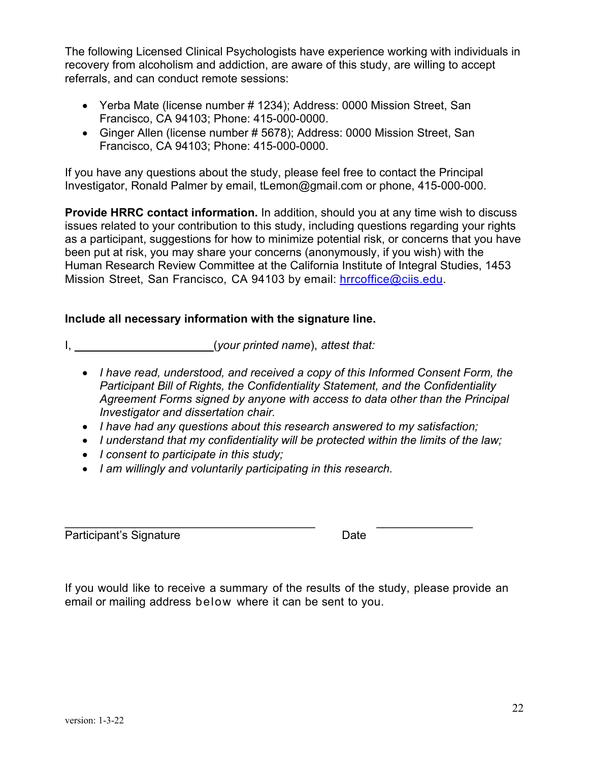The following Licensed Clinical Psychologists have experience working with individuals in recovery from alcoholism and addiction, are aware of this study, are willing to accept referrals, and can conduct remote sessions:

- Yerba Mate (license number # 1234); Address: 0000 Mission Street, San Francisco, CA 94103; Phone: 415-000-0000.
- Ginger Allen (license number # 5678); Address: 0000 Mission Street, San Francisco, CA 94103; Phone: 415-000-0000.

If you have any questions about the study, please feel free to contact the Principal Investigator, Ronald Palmer by email, tLemon@gmail.com or phone, 415-000-000.

**Provide HRRC contact information.** In addition, should you at any time wish to discuss issues related to your contribution to this study, including questions regarding your rights as a participant, suggestions for how to minimize potential risk, or concerns that you have been put at risk, you may share your concerns (anonymously, if you wish) with the Human Research Review Committee at the California Institute of Integral Studies, 1453 Mission Street, San Francisco, CA 94103 by email: hrrcoffice@ciis.edu.

**Include all necessary information with the signature line.**

I, ______________________(*your printed name*), *attest that:*

- *I have read, understood, and received a copy of this Informed Consent Form, the Participant Bill of Rights, the Confidentiality Statement, and the Confidentiality Agreement Forms signed by anyone with access to data other than the Principal Investigator and dissertation chair.*
- *I have had any questions about this research answered to my satisfaction;*
- *I understand that my confidentiality will be protected within the limits of the law;*
- *I consent to participate in this study;*
- *I am willingly and voluntarily participating in this research.*

________________________________________ _______________

Participant's Signature Date

If you would like to receive a summary of the results of the study, please provide an email or mailing address below where it can be sent to you.

version: 1-3-22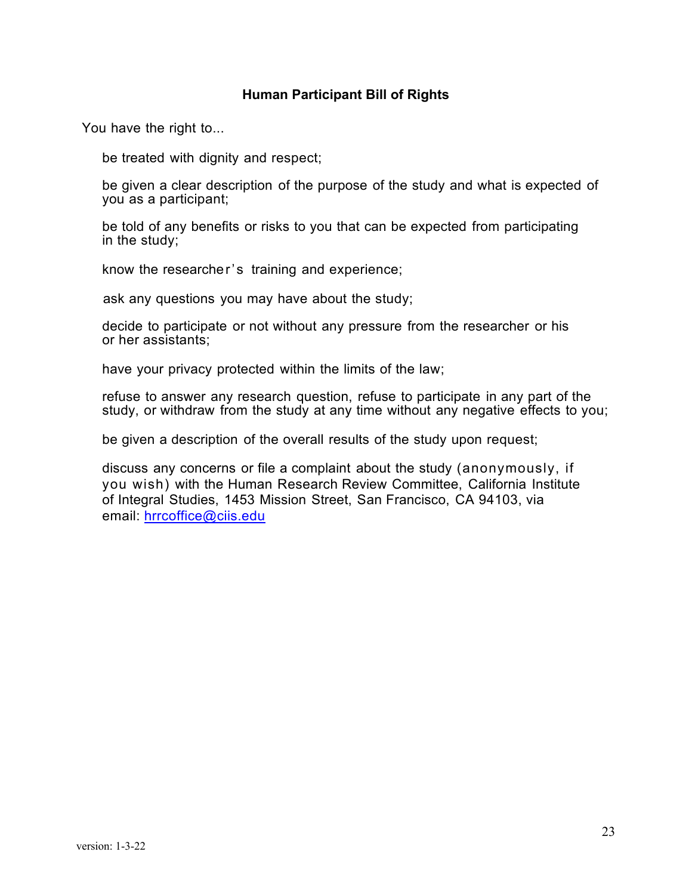## Human Participant Bill of Rights

You have the right to...

- be treated with dignity and respect;

- be given a clear description of the purpose of the study and what is expected of you as a participant;

- be told of any benefits or risks to you that can be expected from participating in the study;

- know the researcher's training and experience;

- ask any questions you may have about the study;

- decide to participate or not without any pressure from the researcher or his or her assistants;

- have your privacy protected within the limits of the law;

- refuse to answer any research question, refuse to participate in any part of the study, or withdraw from the study at any time without any negative effects to you;

- be given a description of the overall results of the study upon request;

- discuss any concerns or file a complaint about the study (anonymously, if you wish) with the Human Research Review Committee, California Institute of Integral Studies, 1453 Mission Street, San Francisco, CA 94103, via email: hrrcoffice@ciis.edu

version: 1-3-22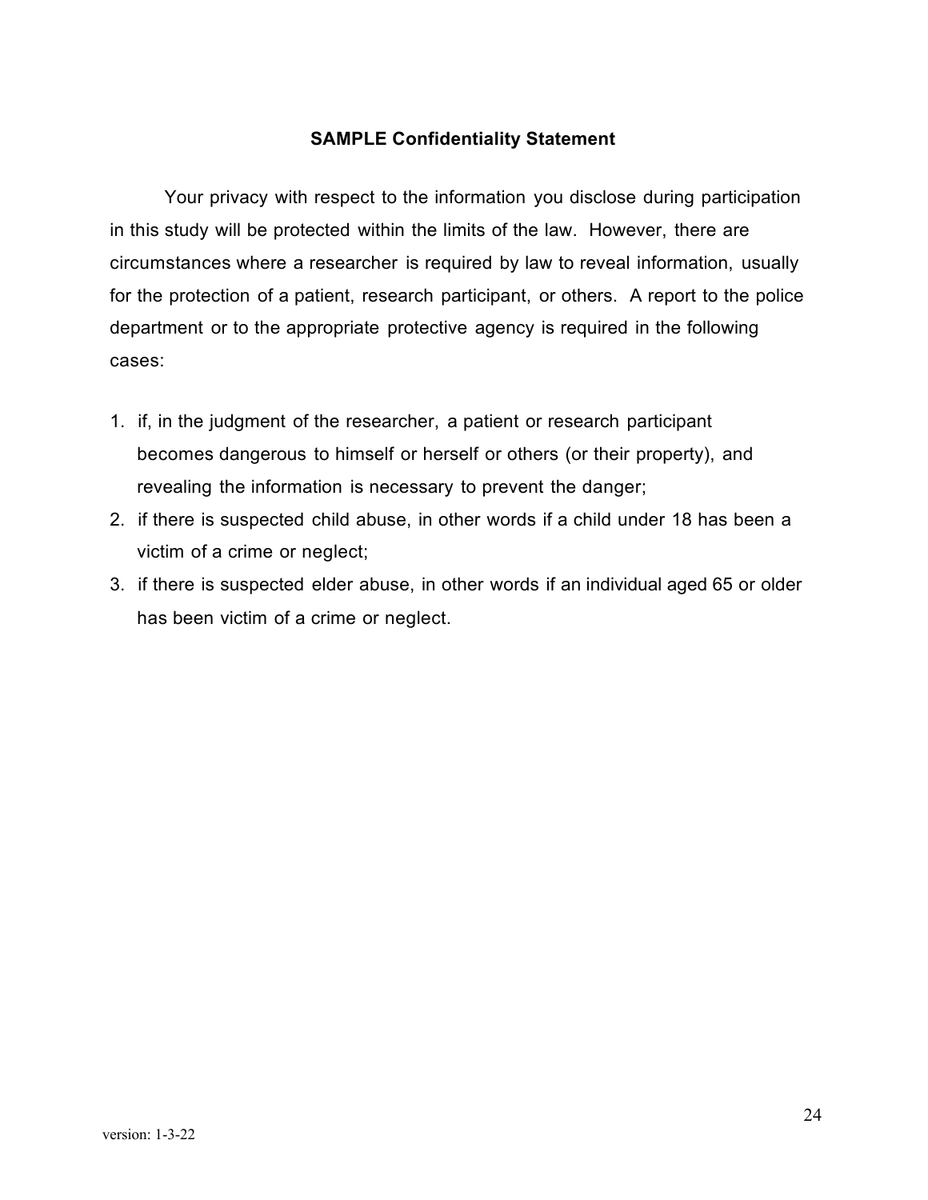## SAMPLE Confidentiality Statement

Your privacy with respect to the information you disclose during participation in this study will be protected within the limits of the law. However, there are circumstances where a researcher is required by law to reveal information, usually for the protection of a patient, research participant, or others. A report to the police department or to the appropriate protective agency is required in the following cases:

1. if, in the judgment of the researcher, a patient or research participant becomes dangerous to himself or herself or others (or their property), and revealing the information is necessary to prevent the danger;
2. if there is suspected child abuse, in other words if a child under 18 has been a victim of a crime or neglect;
3. if there is suspected elder abuse, in other words if an individual aged 65 or older has been victim of a crime or neglect.

version: 1-3-22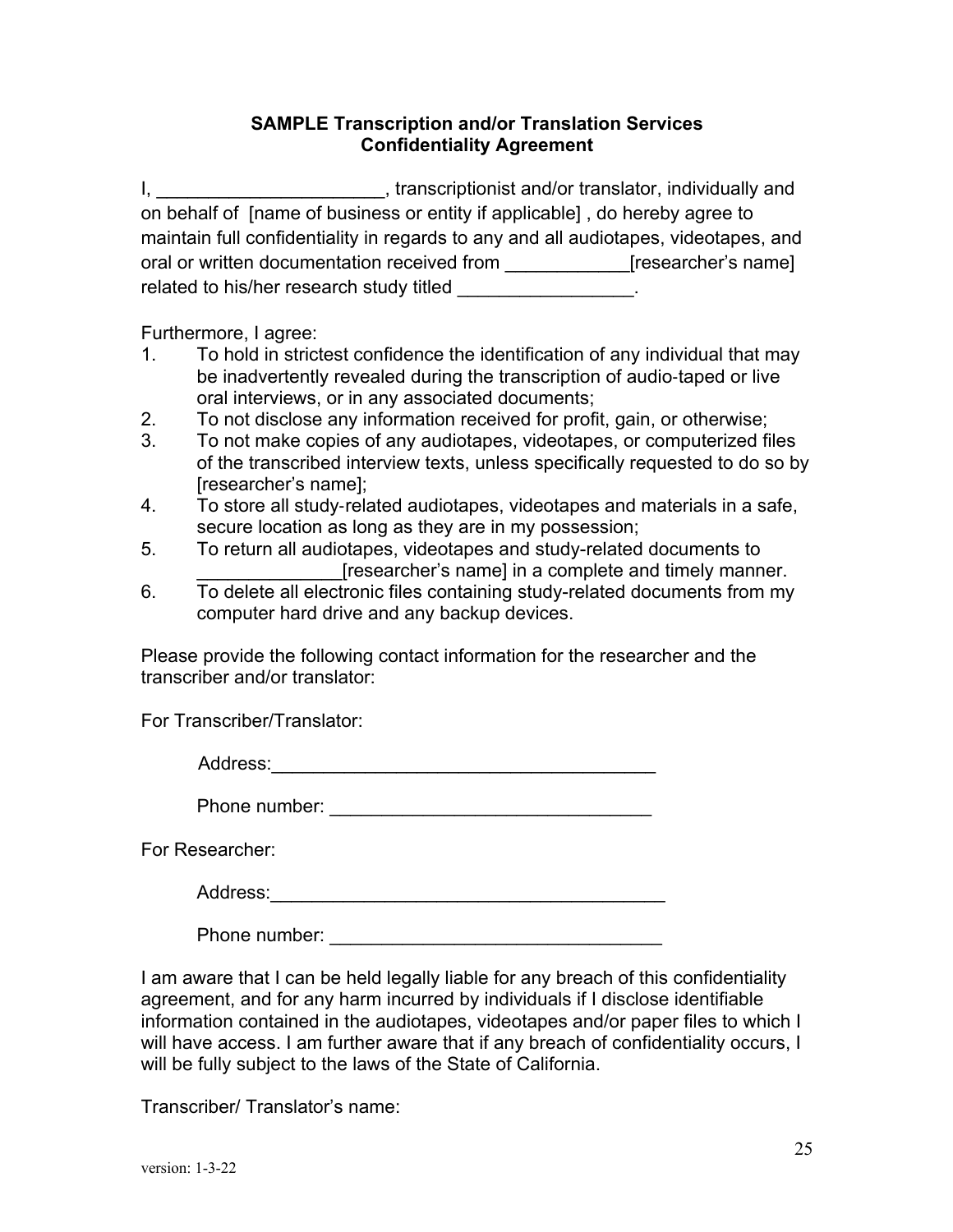**SAMPLE Transcription and/or Translation Services**
**Confidentiality Agreement**

I, ______________________, transcriptionist and/or translator, individually and on behalf of [name of business or entity if applicable] , do hereby agree to maintain full confidentiality in regards to any and all audiotapes, videotapes, and oral or written documentation received from ____________[researcher's name] related to his/her research study titled _________________.

Furthermore, I agree:

1. To hold in strictest confidence the identification of any individual that may be inadvertently revealed during the transcription of audio-taped or live oral interviews, or in any associated documents;
2. To not disclose any information received for profit, gain, or otherwise;
3. To not make copies of any audiotapes, videotapes, or computerized files of the transcribed interview texts, unless specifically requested to do so by [researcher's name];
4. To store all study-related audiotapes, videotapes and materials in a safe, secure location as long as they are in my possession;
5. To return all audiotapes, videotapes and study-related documents to ______________[researcher's name] in a complete and timely manner.
6. To delete all electronic files containing study-related documents from my computer hard drive and any backup devices.

Please provide the following contact information for the researcher and the transcriber and/or translator:

For Transcriber/Translator:

Address:______________________________________

Phone number: ________________________________

For Researcher:

Address:_______________________________________

Phone number: _________________________________

I am aware that I can be held legally liable for any breach of this confidentiality agreement, and for any harm incurred by individuals if I disclose identifiable information contained in the audiotapes, videotapes and/or paper files to which I will have access. I am further aware that if any breach of confidentiality occurs, I will be fully subject to the laws of the State of California.

Transcriber/ Translator's name:

version: 1-3-22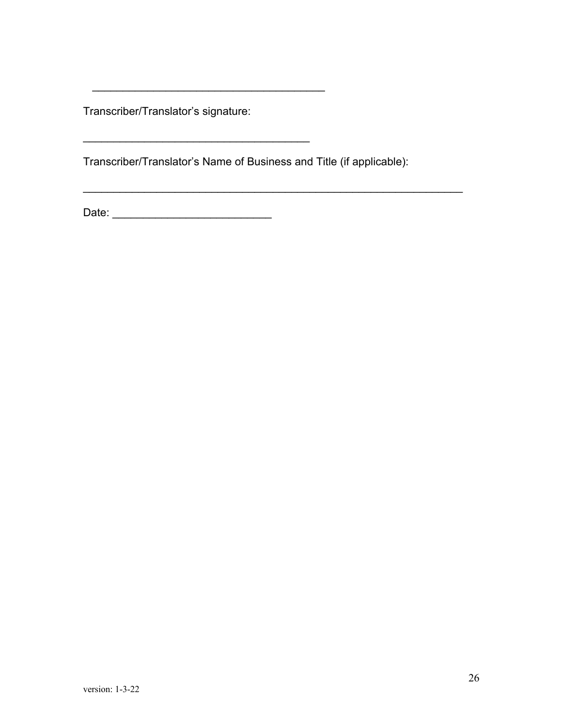\_\_\_\_\_\_\_\_\_\_\_\_\_\_\_\_\_\_\_\_\_\_\_\_\_\_\_\_\_\_\_\_\_\_\_\_\_\_

Transcriber/Translator's signature:

\_\_\_\_\_\_\_\_\_\_\_\_\_\_\_\_\_\_\_\_\_\_\_\_\_\_\_\_\_\_\_\_\_\_\_\_\_\_

Transcriber/Translator's Name of Business and Title (if applicable):

\_\_\_\_\_\_\_\_\_\_\_\_\_\_\_\_\_\_\_\_\_\_\_\_\_\_\_\_\_\_\_\_\_\_\_\_\_\_\_\_\_\_\_\_\_\_\_\_\_\_\_\_\_\_\_\_\_\_\_\_\_\_\_\_

Date: \_\_\_\_\_\_\_\_\_\_\_\_\_\_\_\_\_\_\_\_\_\_\_\_\_\_\_\_

version: 1-3-22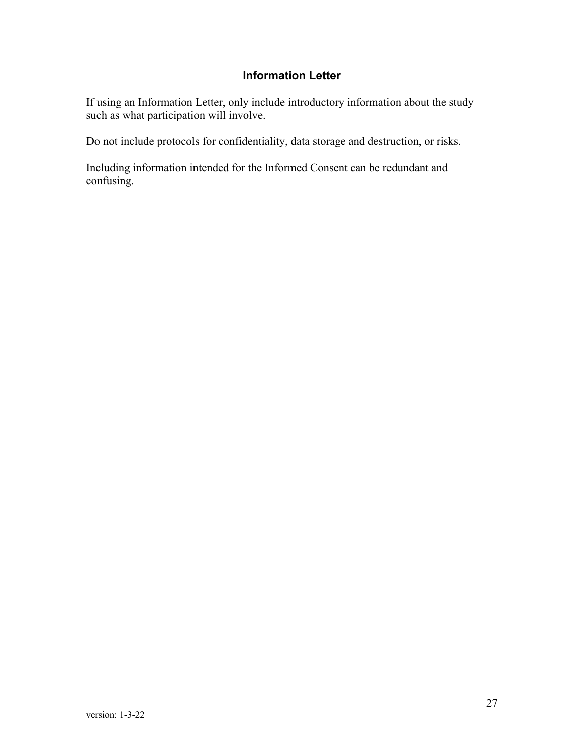## Information Letter

If using an Information Letter, only include introductory information about the study such as what participation will involve.

Do not include protocols for confidentiality, data storage and destruction, or risks.

Including information intended for the Informed Consent can be redundant and confusing.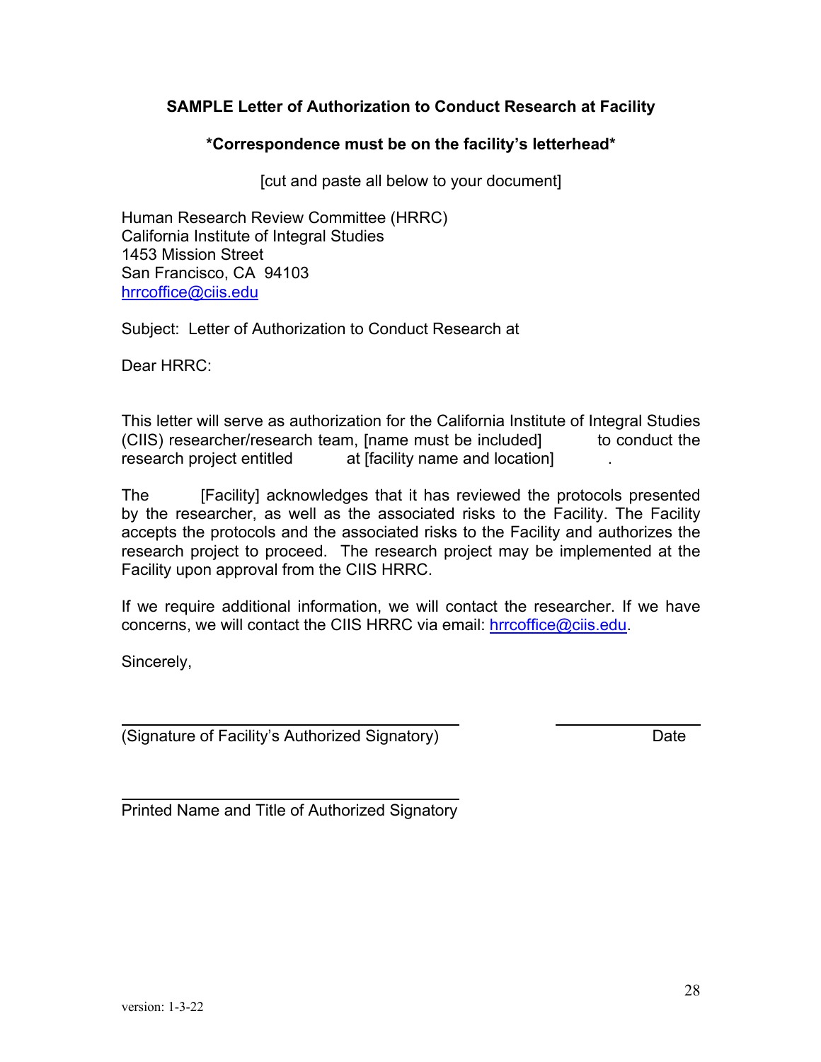**SAMPLE Letter of Authorization to Conduct Research at Facility**

***Correspondence must be on the facility's letterhead***

[cut and paste all below to your document]

Human Research Review Committee (HRRC)
California Institute of Integral Studies
1453 Mission Street
San Francisco, CA 94103
hrrcoffice@ciis.edu

Subject: Letter of Authorization to Conduct Research at

Dear HRRC:

This letter will serve as authorization for the California Institute of Integral Studies (CIIS) researcher/research team, [name must be included] to conduct the research project entitled at [facility name and location] .

The [Facility] acknowledges that it has reviewed the protocols presented by the researcher, as well as the associated risks to the Facility. The Facility accepts the protocols and the associated risks to the Facility and authorizes the research project to proceed. The research project may be implemented at the Facility upon approval from the CIIS HRRC.

If we require additional information, we will contact the researcher. If we have concerns, we will contact the CIIS HRRC via email: hrrcoffice@ciis.edu.

Sincerely,

_______________________________________ ________________
(Signature of Facility's Authorized Signatory) Date

_______________________________________
Printed Name and Title of Authorized Signatory

version: 1-3-22